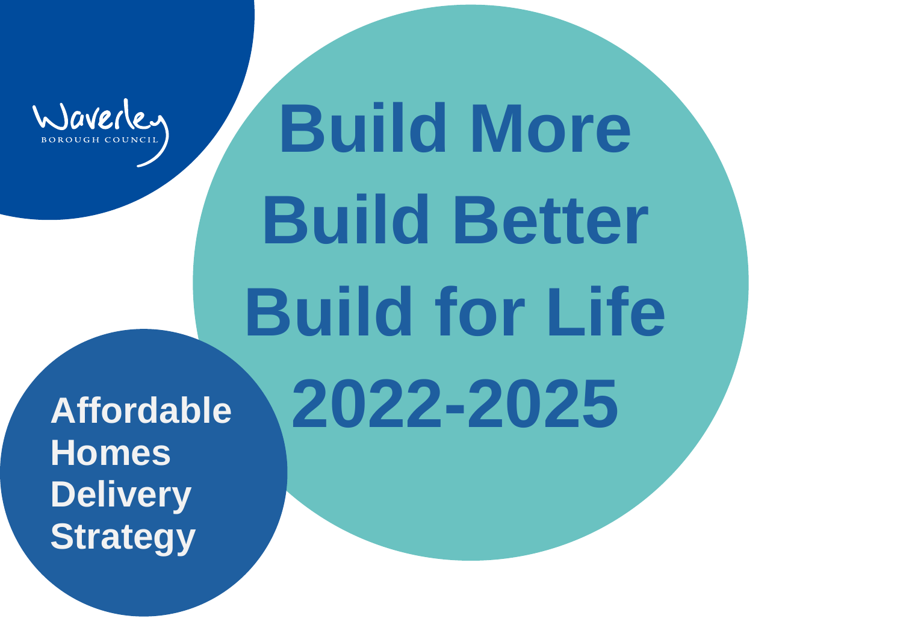Waverley Borough Council

# Build More Build Better Build for Life 2022-2025

## Affordable Homes Delivery Strategy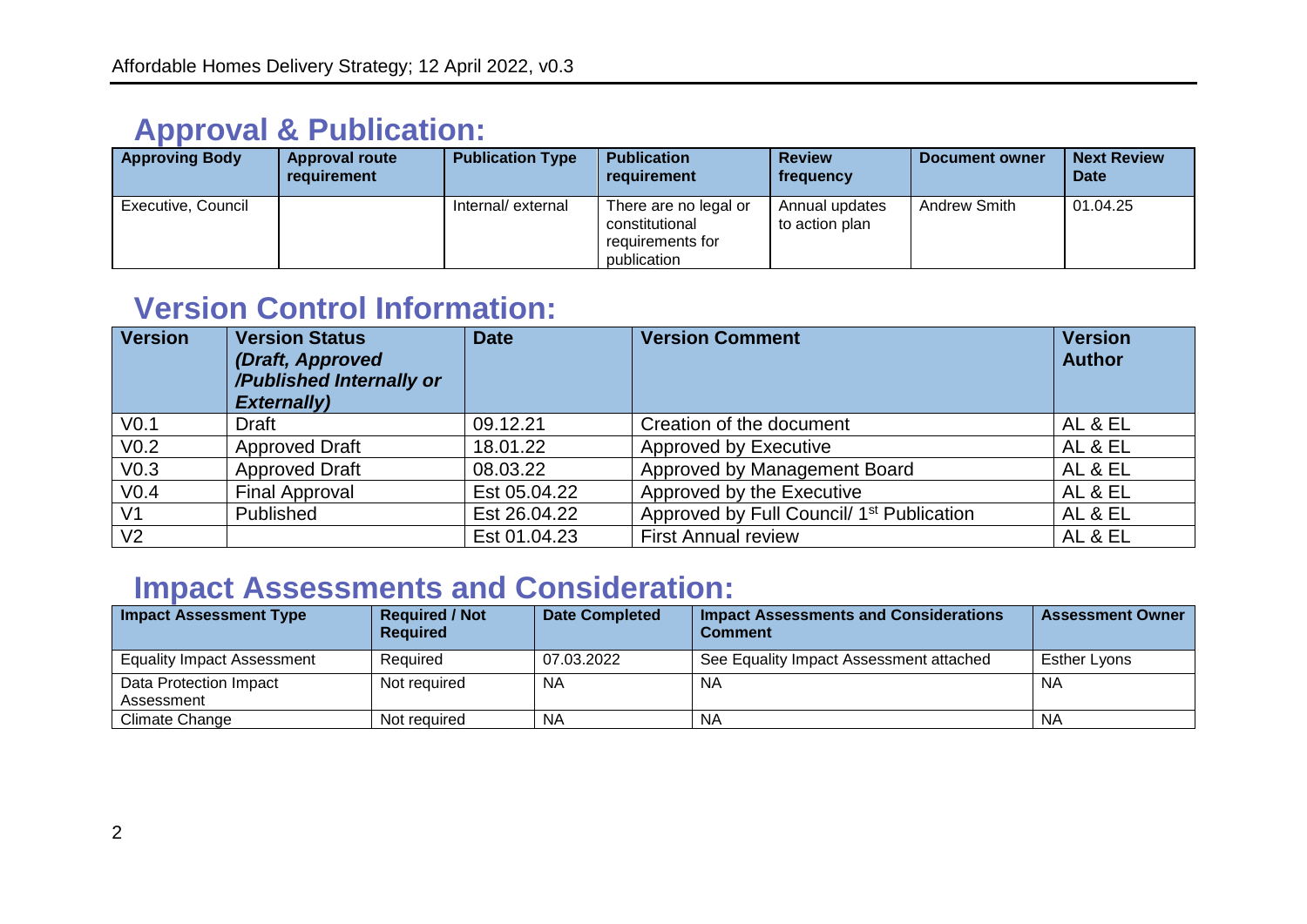## Approval & Publication:

| Approving Body | Approval route requirement | Publication Type | Publication requirement | Review frequency | Document owner | Next Review Date |
|---|---|---|---|---|---|---|
| Executive, Council | | Internal/ external | There are no legal or constitutional requirements for publication | Annual updates to action plan | Andrew Smith | 01.04.25 |

## Version Control Information:

| Version | Version Status *(Draft, Approved /Published Internally or Externally)* | Date | Version Comment | Version Author |
|---|---|---|---|---|
| V0.1 | Draft | 09.12.21 | Creation of the document | AL & EL |
| V0.2 | Approved Draft | 18.01.22 | Approved by Executive | AL & EL |
| V0.3 | Approved Draft | 08.03.22 | Approved by Management Board | AL & EL |
| V0.4 | Final Approval | Est 05.04.22 | Approved by the Executive | AL & EL |
| V1 | Published | Est 26.04.22 | Approved by Full Council/ 1st Publication | AL & EL |
| V2 | | Est 01.04.23 | First Annual review | AL & EL |

## Impact Assessments and Consideration:

| Impact Assessment Type | Required / Not Required | Date Completed | Impact Assessments and Considerations Comment | Assessment Owner |
|---|---|---|---|---|
| Equality Impact Assessment | Required | 07.03.2022 | See Equality Impact Assessment attached | Esther Lyons |
| Data Protection Impact Assessment | Not required | NA | NA | NA |
| Climate Change | Not required | NA | NA | NA |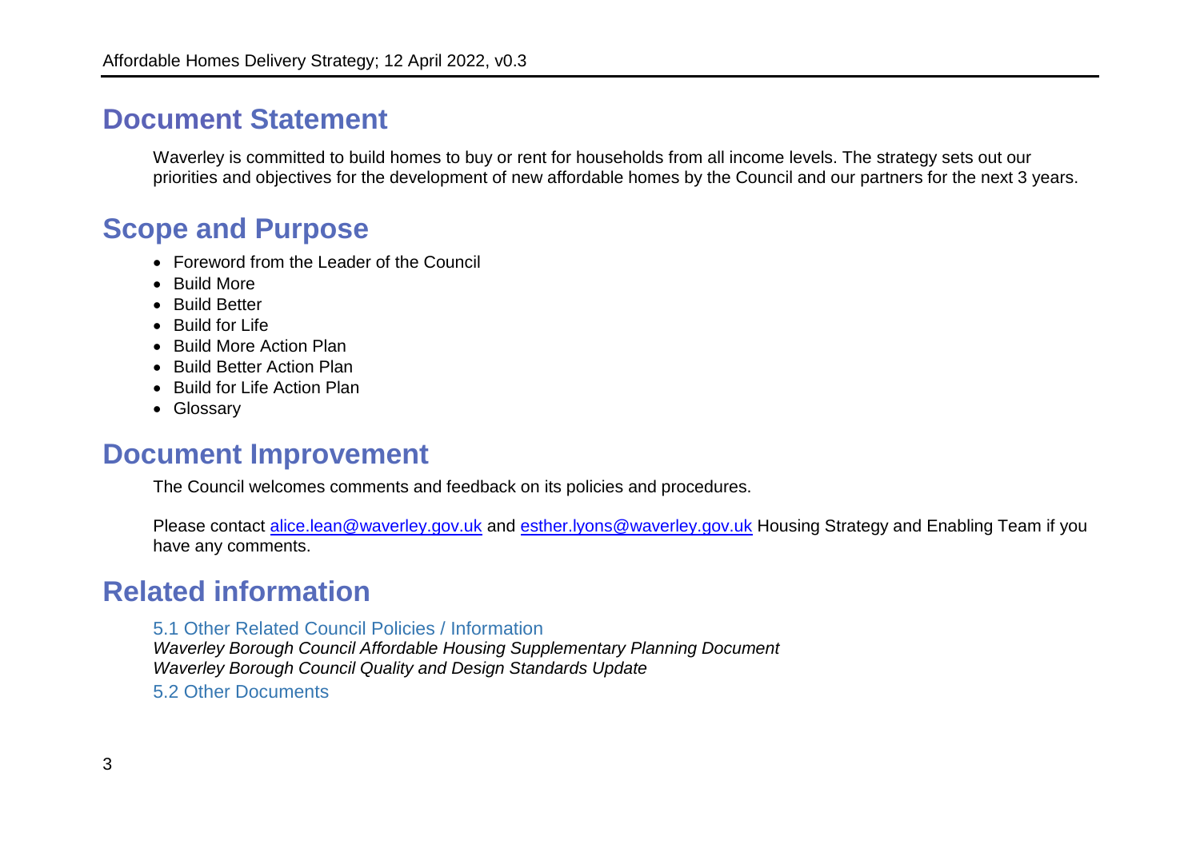## Document Statement

Waverley is committed to build homes to buy or rent for households from all income levels. The strategy sets out our priorities and objectives for the development of new affordable homes by the Council and our partners for the next 3 years.

## Scope and Purpose

- Foreword from the Leader of the Council
- Build More
- Build Better
- Build for Life
- Build More Action Plan
- Build Better Action Plan
- Build for Life Action Plan
- Glossary

## Document Improvement

The Council welcomes comments and feedback on its policies and procedures.

Please contact alice.lean@waverley.gov.uk and esther.lyons@waverley.gov.uk Housing Strategy and Enabling Team if you have any comments.

## Related information

### 5.1 Other Related Council Policies / Information

*Waverley Borough Council Affordable Housing Supplementary Planning Document*
*Waverley Borough Council Quality and Design Standards Update*

### 5.2 Other Documents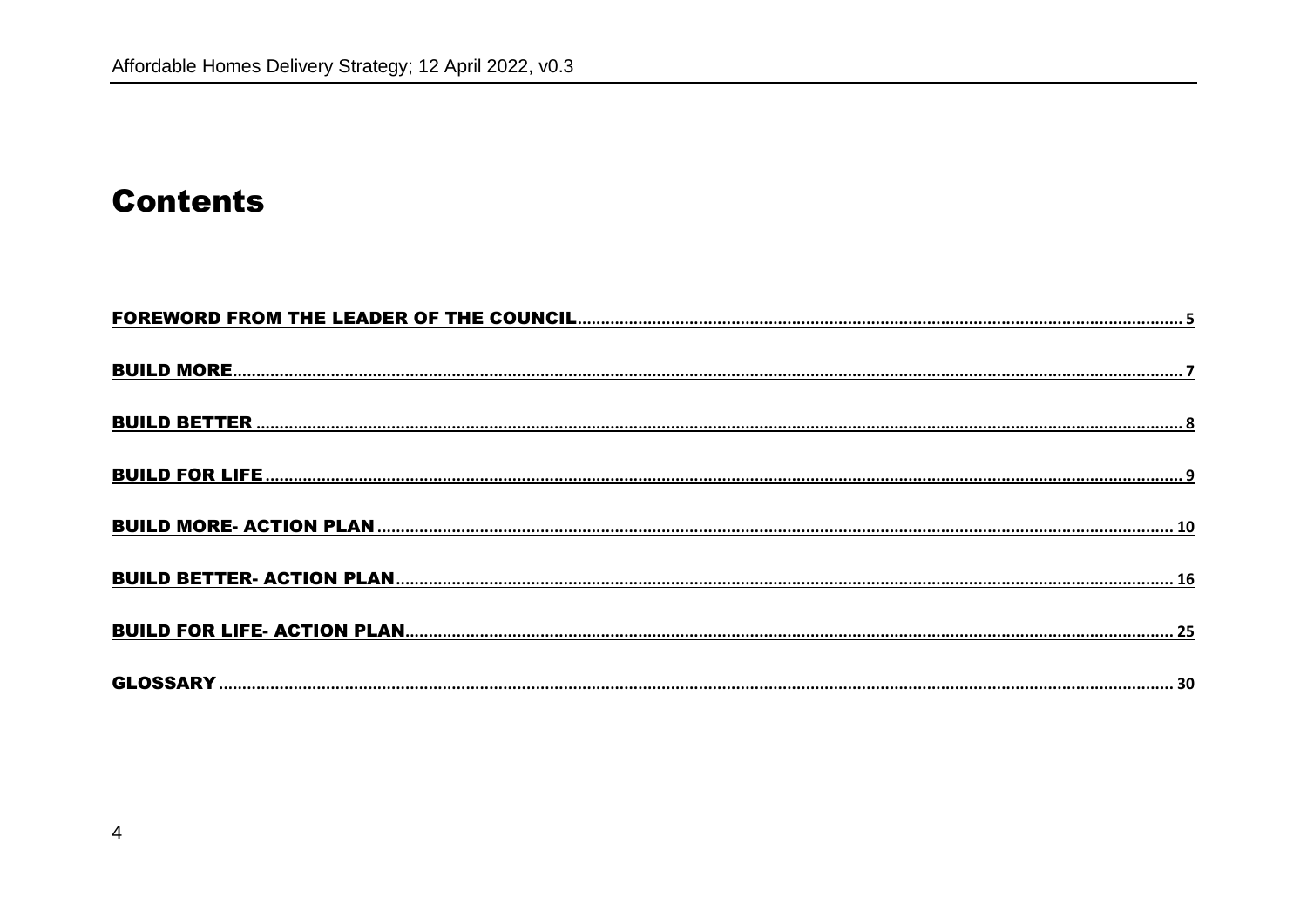# Contents

FOREWORD FROM THE LEADER OF THE COUNCIL ..... 5

BUILD MORE ..... 7

BUILD BETTER ..... 8

BUILD FOR LIFE ..... 9

BUILD MORE- ACTION PLAN ..... 10

BUILD BETTER- ACTION PLAN ..... 16

BUILD FOR LIFE- ACTION PLAN ..... 25

GLOSSARY ..... 30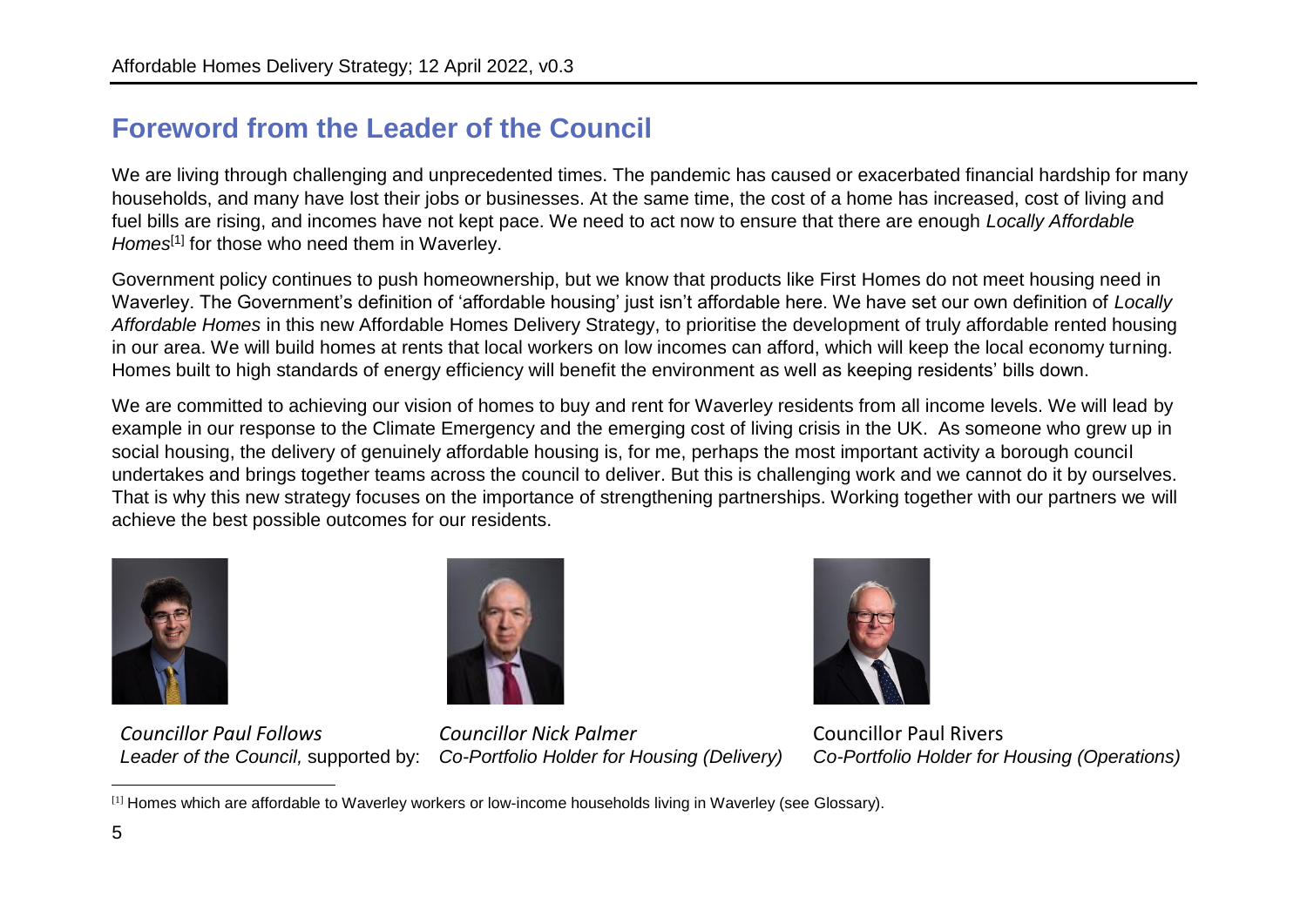## Foreword from the Leader of the Council

We are living through challenging and unprecedented times. The pandemic has caused or exacerbated financial hardship for many households, and many have lost their jobs or businesses. At the same time, the cost of a home has increased, cost of living and fuel bills are rising, and incomes have not kept pace. We need to act now to ensure that there are enough *Locally Affordable Homes*[1] for those who need them in Waverley.

Government policy continues to push homeownership, but we know that products like First Homes do not meet housing need in Waverley. The Government's definition of 'affordable housing' just isn't affordable here. We have set our own definition of *Locally Affordable Homes* in this new Affordable Homes Delivery Strategy, to prioritise the development of truly affordable rented housing in our area. We will build homes at rents that local workers on low incomes can afford, which will keep the local economy turning. Homes built to high standards of energy efficiency will benefit the environment as well as keeping residents' bills down.

We are committed to achieving our vision of homes to buy and rent for Waverley residents from all income levels. We will lead by example in our response to the Climate Emergency and the emerging cost of living crisis in the UK. As someone who grew up in social housing, the delivery of genuinely affordable housing is, for me, perhaps the most important activity a borough council undertakes and brings together teams across the council to deliver. But this is challenging work and we cannot do it by ourselves. That is why this new strategy focuses on the importance of strengthening partnerships. Working together with our partners we will achieve the best possible outcomes for our residents.

*Councillor Paul Follows*
*Leader of the Council,* supported by:

*Councillor Nick Palmer*
*Co-Portfolio Holder for Housing (Delivery)*

Councillor Paul Rivers
*Co-Portfolio Holder for Housing (Operations)*

---

[1] Homes which are affordable to Waverley workers or low-income households living in Waverley (see Glossary).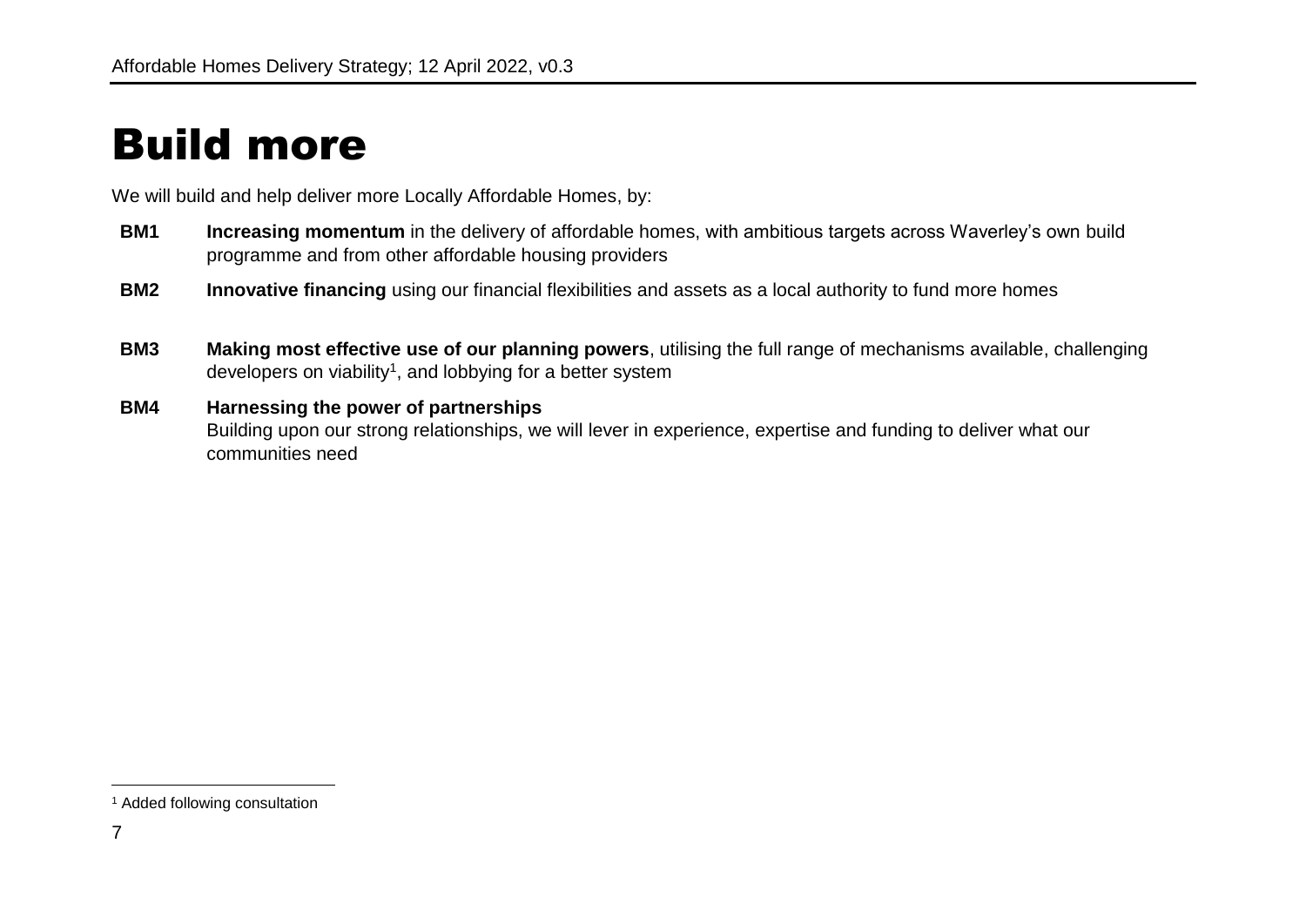# Build more

We will build and help deliver more Locally Affordable Homes, by:

**BM1** **Increasing momentum** in the delivery of affordable homes, with ambitious targets across Waverley's own build programme and from other affordable housing providers

**BM2** **Innovative financing** using our financial flexibilities and assets as a local authority to fund more homes

**BM3** **Making most effective use of our planning powers**, utilising the full range of mechanisms available, challenging developers on viability[1], and lobbying for a better system

**BM4** **Harnessing the power of partnerships**
Building upon our strong relationships, we will lever in experience, expertise and funding to deliver what our communities need

[1] Added following consultation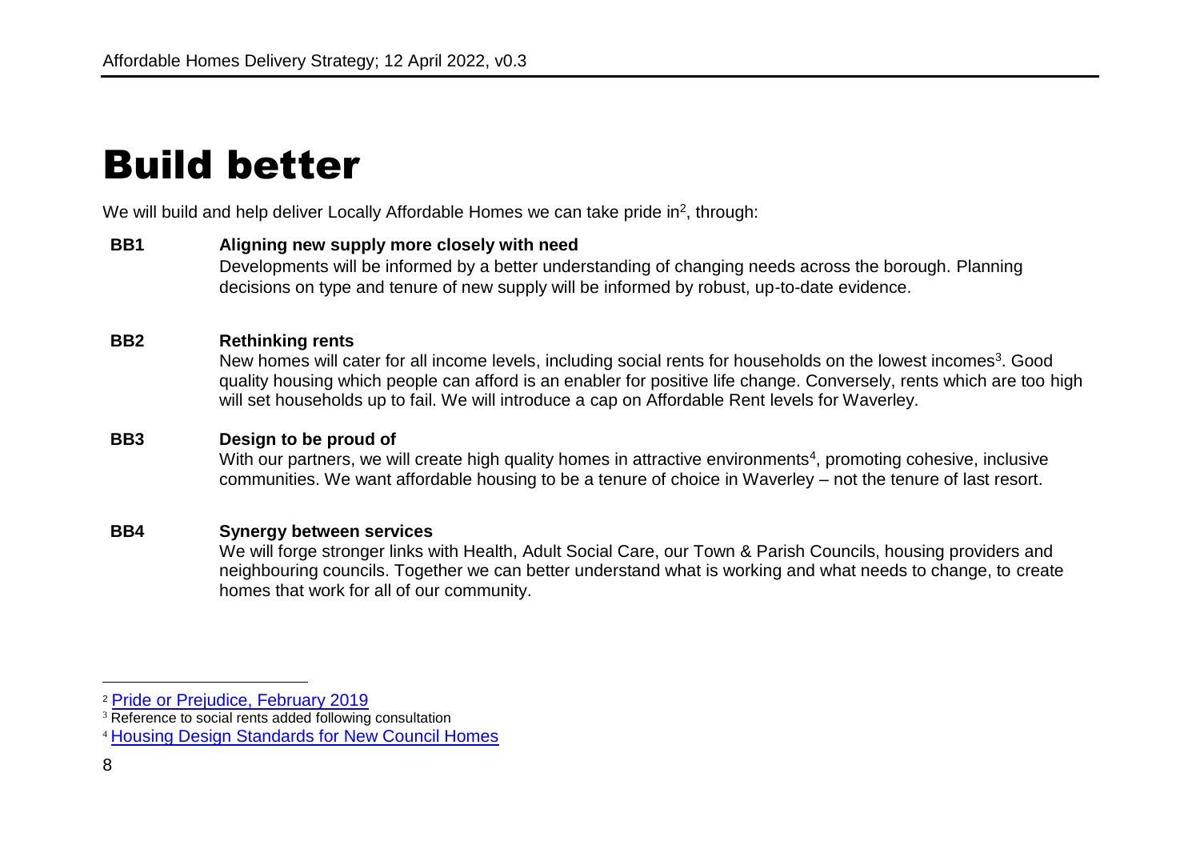# Build better

We will build and help deliver Locally Affordable Homes we can take pride in[2], through:

**BB1 Aligning new supply more closely with need**

Developments will be informed by a better understanding of changing needs across the borough. Planning decisions on type and tenure of new supply will be informed by robust, up-to-date evidence.

**BB2 Rethinking rents**

New homes will cater for all income levels, including social rents for households on the lowest incomes[3]. Good quality housing which people can afford is an enabler for positive life change. Conversely, rents which are too high will set households up to fail. We will introduce a cap on Affordable Rent levels for Waverley.

**BB3 Design to be proud of**

With our partners, we will create high quality homes in attractive environments[4], promoting cohesive, inclusive communities. We want affordable housing to be a tenure of choice in Waverley – not the tenure of last resort.

**BB4 Synergy between services**

We will forge stronger links with Health, Adult Social Care, our Town & Parish Councils, housing providers and neighbouring councils. Together we can better understand what is working and what needs to change, to create homes that work for all of our community.

---

[2] Pride or Prejudice, February 2019

[3] Reference to social rents added following consultation

[4] Housing Design Standards for New Council Homes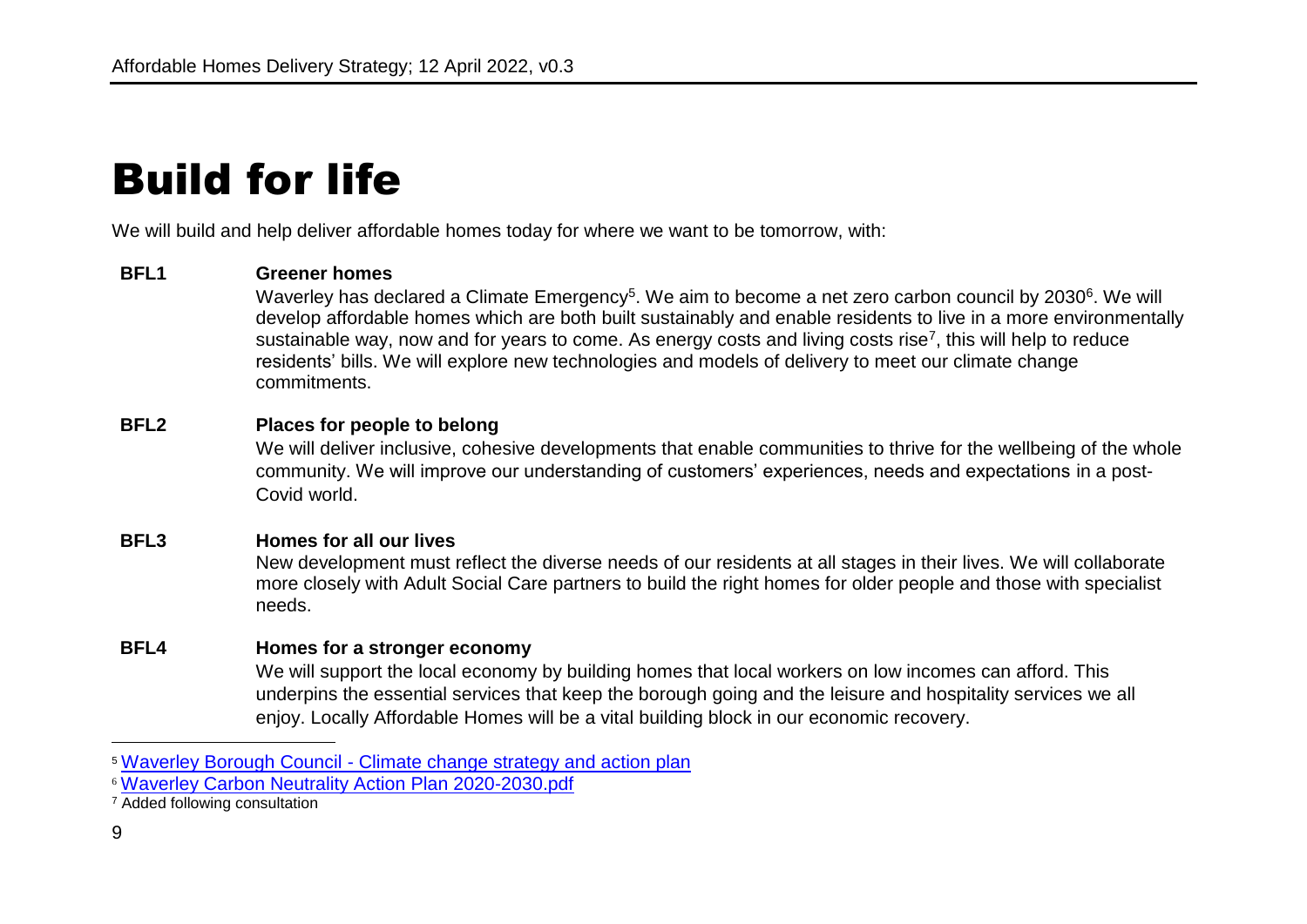# Build for life

We will build and help deliver affordable homes today for where we want to be tomorrow, with:

**BFL1 Greener homes**

Waverley has declared a Climate Emergency[5]. We aim to become a net zero carbon council by 2030[6]. We will develop affordable homes which are both built sustainably and enable residents to live in a more environmentally sustainable way, now and for years to come. As energy costs and living costs rise[7], this will help to reduce residents' bills. We will explore new technologies and models of delivery to meet our climate change commitments.

**BFL2 Places for people to belong**

We will deliver inclusive, cohesive developments that enable communities to thrive for the wellbeing of the whole community. We will improve our understanding of customers' experiences, needs and expectations in a post-Covid world.

**BFL3 Homes for all our lives**

New development must reflect the diverse needs of our residents at all stages in their lives. We will collaborate more closely with Adult Social Care partners to build the right homes for older people and those with specialist needs.

**BFL4 Homes for a stronger economy**

We will support the local economy by building homes that local workers on low incomes can afford. This underpins the essential services that keep the borough going and the leisure and hospitality services we all enjoy. Locally Affordable Homes will be a vital building block in our economic recovery.

---

[5] Waverley Borough Council - Climate change strategy and action plan

[6] Waverley Carbon Neutrality Action Plan 2020-2030.pdf

[7] Added following consultation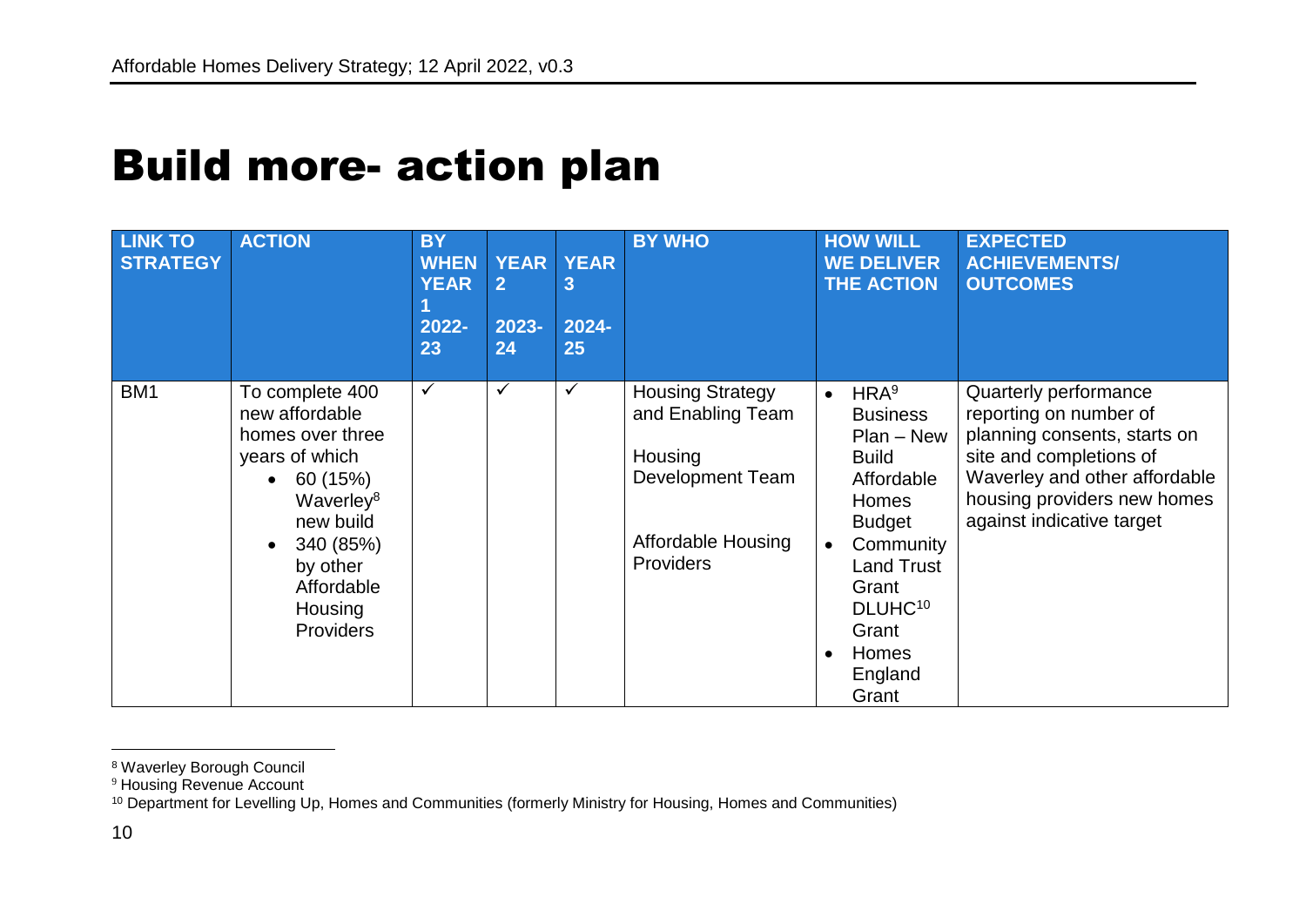# Build more- action plan

| LINK TO STRATEGY | ACTION | BY WHEN YEAR 1 2022-23 | YEAR 2 2023-24 | YEAR 3 2024-25 | BY WHO | HOW WILL WE DELIVER THE ACTION | EXPECTED ACHIEVEMENTS/ OUTCOMES |
|---|---|---|---|---|---|---|---|
| BM1 | To complete 400 new affordable homes over three years of which <br>• 60 (15%) Waverley[8] new build <br>• 340 (85%) by other Affordable Housing Providers | ✓ | ✓ | ✓ | Housing Strategy and Enabling Team <br><br> Housing Development Team <br><br> Affordable Housing Providers | • HRA[9] Business Plan – New Build Affordable Homes Budget <br>• Community Land Trust Grant DLUHC[10] Grant <br>• Homes England Grant | Quarterly performance reporting on number of planning consents, starts on site and completions of Waverley and other affordable housing providers new homes against indicative target |

[8] Waverley Borough Council

[9] Housing Revenue Account

[10] Department for Levelling Up, Homes and Communities (formerly Ministry for Housing, Homes and Communities)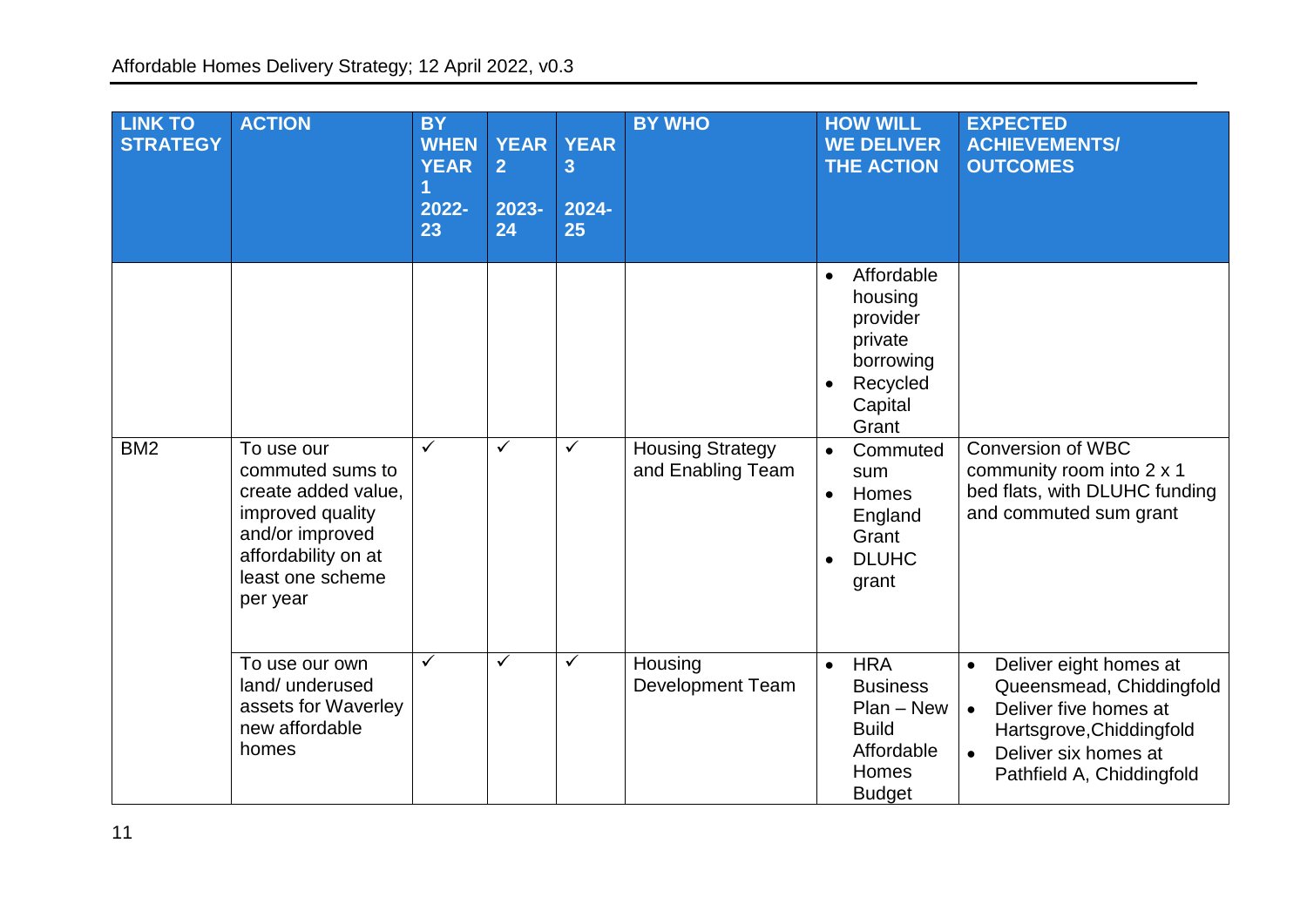| LINK TO STRATEGY | ACTION | BY WHEN YEAR 1 2022-23 | YEAR 2 2023-24 | YEAR 3 2024-25 | BY WHO | HOW WILL WE DELIVER THE ACTION | EXPECTED ACHIEVEMENTS/ OUTCOMES |
|---|---|---|---|---|---|---|---|
| | | | | | | • Affordable housing provider private borrowing<br>• Recycled Capital Grant | |
| BM2 | To use our commuted sums to create added value, improved quality and/or improved affordability on at least one scheme per year | ✓ | ✓ | ✓ | Housing Strategy and Enabling Team | • Commuted sum<br>• Homes England Grant<br>• DLUHC grant | Conversion of WBC community room into 2 x 1 bed flats, with DLUHC funding and commuted sum grant |
| | To use our own land/ underused assets for Waverley new affordable homes | ✓ | ✓ | ✓ | Housing Development Team | • HRA Business Plan – New Build Affordable Homes Budget | • Deliver eight homes at Queensmead, Chiddingfold<br>• Deliver five homes at Hartsgrove,Chiddingfold<br>• Deliver six homes at Pathfield A, Chiddingfold |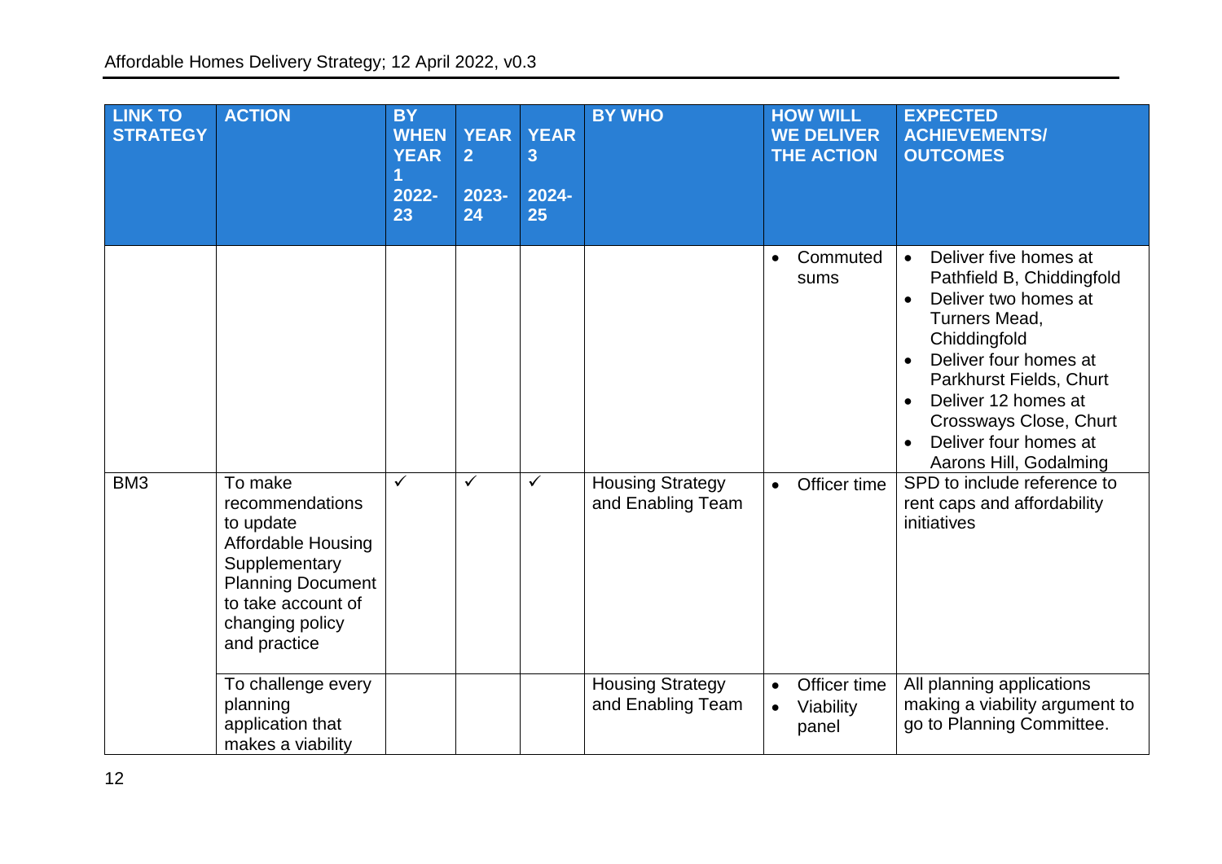| LINK TO STRATEGY | ACTION | BY WHEN YEAR 1 2022-23 | YEAR 2 2023-24 | YEAR 3 2024-25 | BY WHO | HOW WILL WE DELIVER THE ACTION | EXPECTED ACHIEVEMENTS/ OUTCOMES |
|---|---|---|---|---|---|---|---|
| | | | | | | • Commuted sums | • Deliver five homes at Pathfield B, Chiddingfold<br>• Deliver two homes at Turners Mead, Chiddingfold<br>• Deliver four homes at Parkhurst Fields, Churt<br>• Deliver 12 homes at Crossways Close, Churt<br>• Deliver four homes at Aarons Hill, Godalming |
| BM3 | To make recommendations to update Affordable Housing Supplementary Planning Document to take account of changing policy and practice | ✓ | ✓ | ✓ | Housing Strategy and Enabling Team | • Officer time | SPD to include reference to rent caps and affordability initiatives |
| | To challenge every planning application that makes a viability | | | | Housing Strategy and Enabling Team | • Officer time<br>• Viability panel | All planning applications making a viability argument to go to Planning Committee. |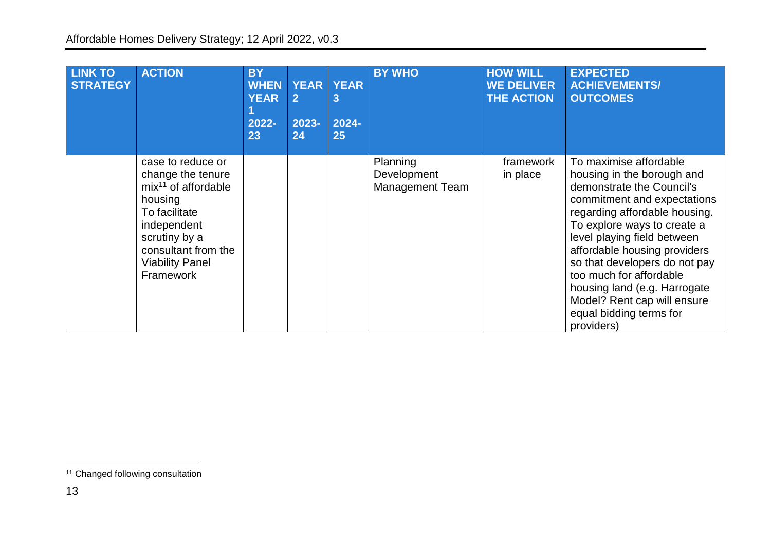| LINK TO STRATEGY | ACTION | BY WHEN YEAR 1 2022-23 | YEAR 2 2023-24 | YEAR 3 2024-25 | BY WHO | HOW WILL WE DELIVER THE ACTION | EXPECTED ACHIEVEMENTS/ OUTCOMES |
|---|---|---|---|---|---|---|---|
| | case to reduce or change the tenure mix[11] of affordable housing<br>To facilitate independent scrutiny by a consultant from the Viability Panel Framework | | | | Planning Development Management Team | framework in place | To maximise affordable housing in the borough and demonstrate the Council's commitment and expectations regarding affordable housing.<br>To explore ways to create a level playing field between affordable housing providers so that developers do not pay too much for affordable housing land (e.g. Harrogate Model? Rent cap will ensure equal bidding terms for providers) |

[11] Changed following consultation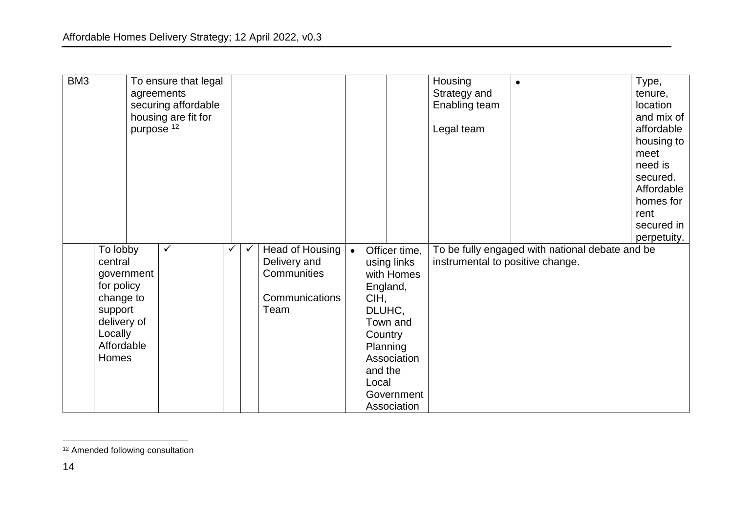| BM3 | | To ensure that legal agreements securing affordable housing are fit for purpose [12] | | | | | | | Housing Strategy and Enabling team<br><br>Legal team | • | Type, tenure, location and mix of affordable housing to meet need is secured. Affordable homes for rent secured in perpetuity. |
|---|---|---|---|---|---|---|---|---|---|---|---|
| | To lobby central government for policy change to support delivery of Locally Affordable Homes | | ✓ | ✓ | ✓ | Head of Housing Delivery and Communities<br><br>Communications Team | • Officer time, using links with Homes England, CIH, DLUHC, Town and Country Planning Association and the Local Government Association | | To be fully engaged with national debate and be instrumental to positive change. | | |

[12] Amended following consultation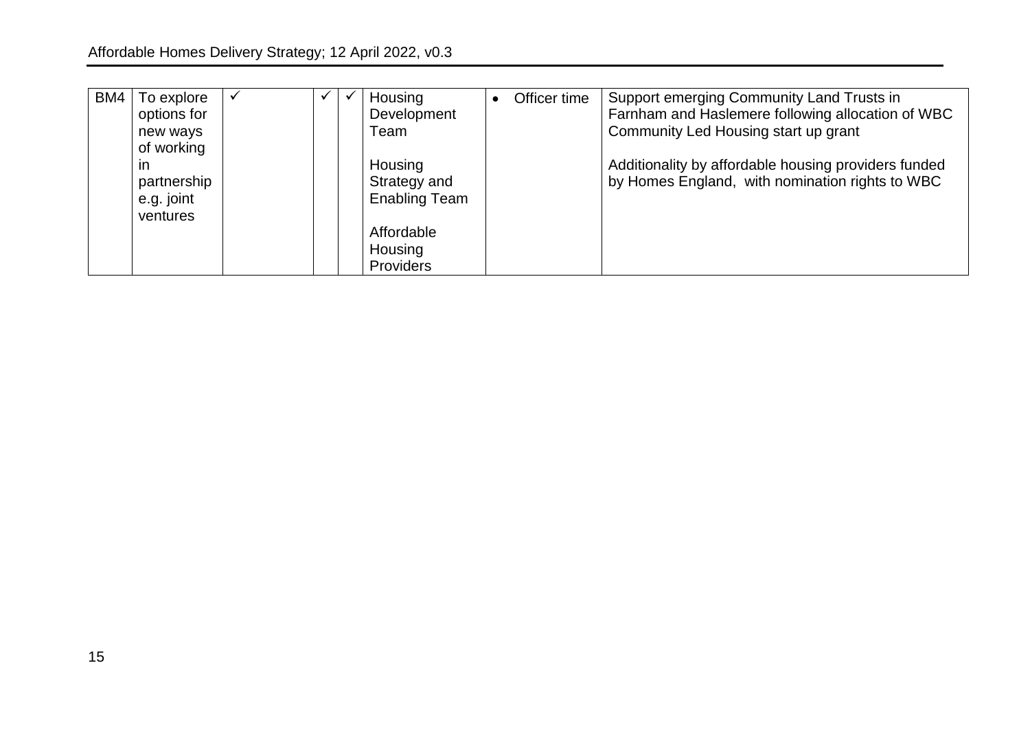| BM4 | To explore options for new ways of working in partnership e.g. joint ventures | ✓ | | ✓ | ✓ | Housing Development Team<br><br>Housing Strategy and Enabling Team<br><br>Affordable Housing Providers | • Officer time | Support emerging Community Land Trusts in Farnham and Haslemere following allocation of WBC Community Led Housing start up grant<br><br>Additionality by affordable housing providers funded by Homes England, with nomination rights to WBC |
|---|---|---|---|---|---|---|---|---|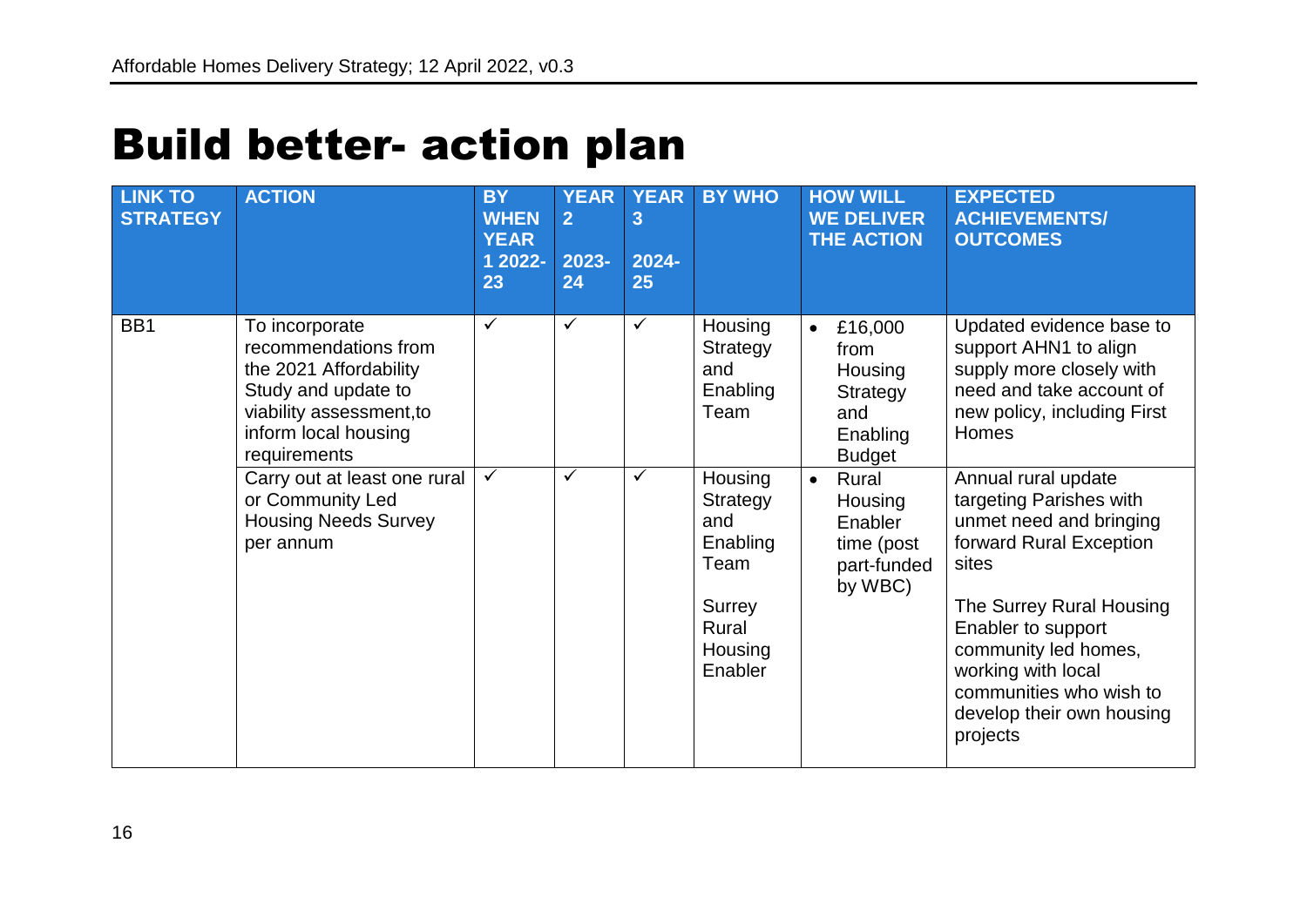# Build better- action plan

| LINK TO STRATEGY | ACTION | BY WHEN YEAR 1 2022-23 | YEAR 2 2023-24 | YEAR 3 2024-25 | BY WHO | HOW WILL WE DELIVER THE ACTION | EXPECTED ACHIEVEMENTS/ OUTCOMES |
|---|---|---|---|---|---|---|---|
| BB1 | To incorporate recommendations from the 2021 Affordability Study and update to viability assessment,to inform local housing requirements | ✓ | ✓ | ✓ | Housing Strategy and Enabling Team | • £16,000 from Housing Strategy and Enabling Budget | Updated evidence base to support AHN1 to align supply more closely with need and take account of new policy, including First Homes |
| | Carry out at least one rural or Community Led Housing Needs Survey per annum | ✓ | ✓ | ✓ | Housing Strategy and Enabling Team<br><br>Surrey Rural Housing Enabler | • Rural Housing Enabler time (post part-funded by WBC) | Annual rural update targeting Parishes with unmet need and bringing forward Rural Exception sites<br><br>The Surrey Rural Housing Enabler to support community led homes, working with local communities who wish to develop their own housing projects |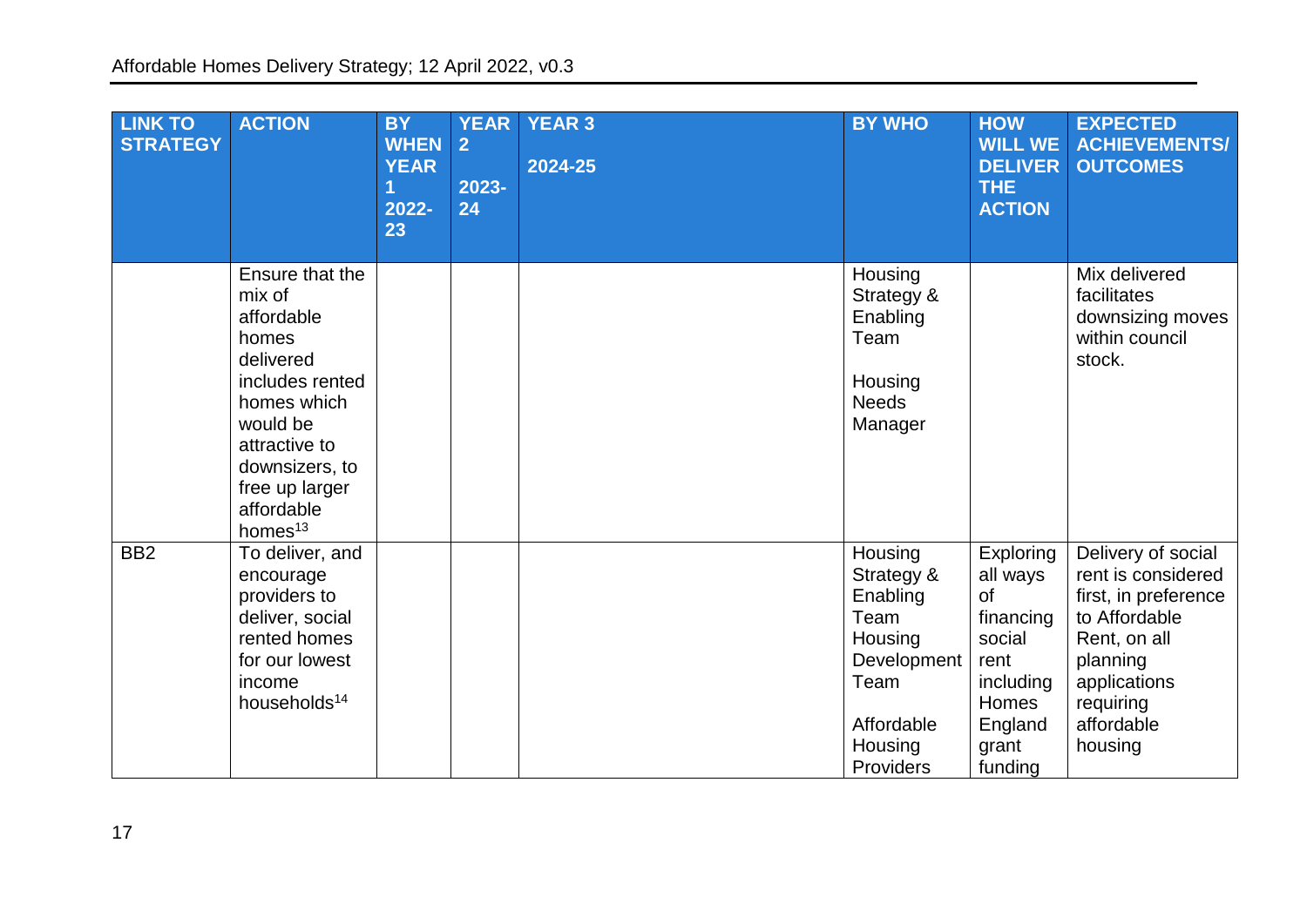| LINK TO STRATEGY | ACTION | BY WHEN YEAR 1 2022-23 | YEAR 2 2023-24 | YEAR 3 2024-25 | BY WHO | HOW WILL WE DELIVER THE ACTION | EXPECTED ACHIEVEMENTS/ OUTCOMES |
|---|---|---|---|---|---|---|---|
| | Ensure that the mix of affordable homes delivered includes rented homes which would be attractive to downsizers, to free up larger affordable homes[13] | | | | Housing Strategy & Enabling Team<br><br>Housing Needs Manager | | Mix delivered facilitates downsizing moves within council stock. |
| BB2 | To deliver, and encourage providers to deliver, social rented homes for our lowest income households[14] | | | | Housing Strategy & Enabling Team Housing Development Team<br><br>Affordable Housing Providers | Exploring all ways of financing social rent including Homes England grant funding | Delivery of social rent is considered first, in preference to Affordable Rent, on all planning applications requiring affordable housing |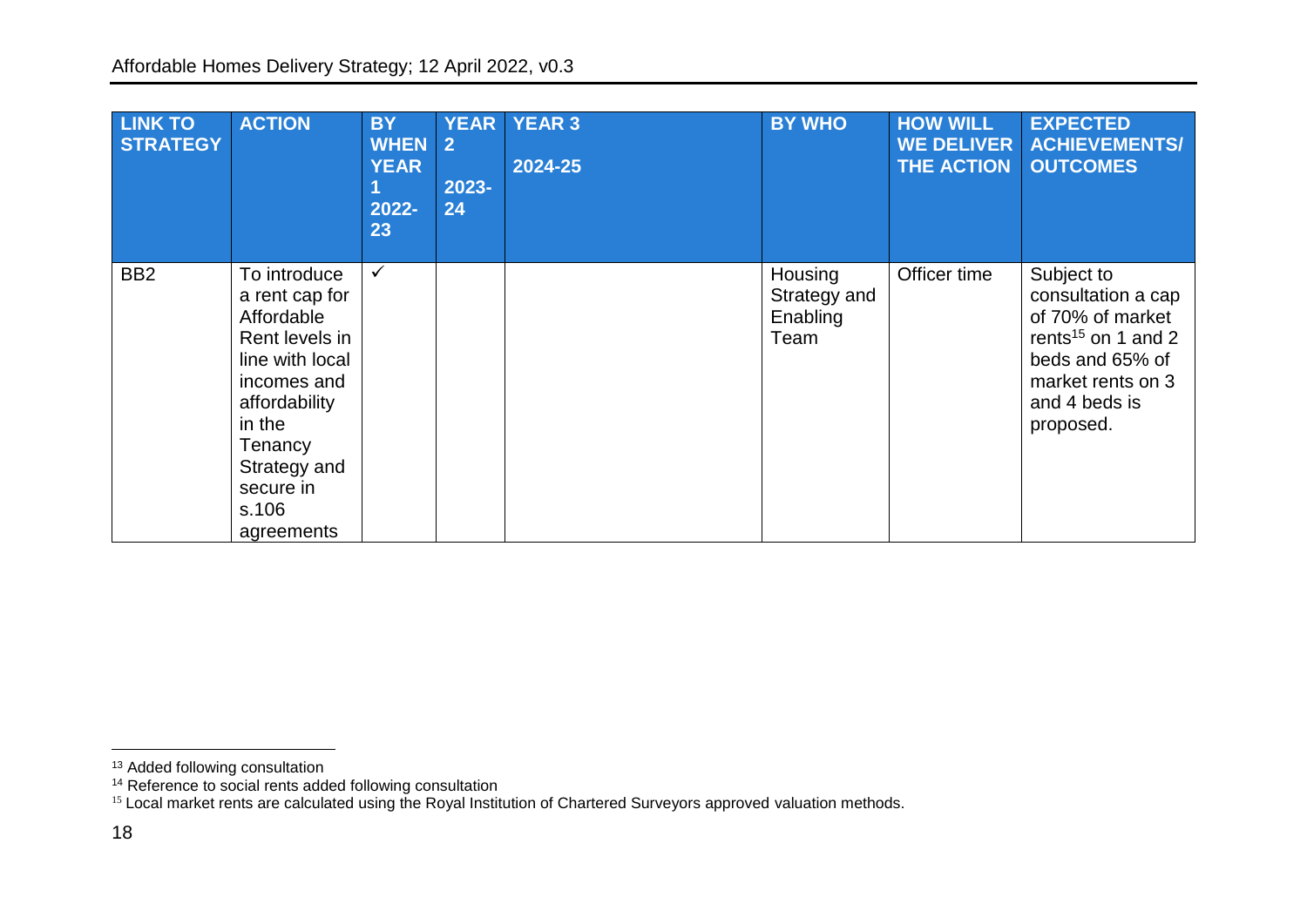| LINK TO STRATEGY | ACTION | BY WHEN YEAR 1 2022-23 | YEAR 2 2023-24 | YEAR 3 2024-25 | BY WHO | HOW WILL WE DELIVER THE ACTION | EXPECTED ACHIEVEMENTS/ OUTCOMES |
|---|---|---|---|---|---|---|---|
| BB2 | To introduce a rent cap for Affordable Rent levels in line with local incomes and affordability in the Tenancy Strategy and secure in s.106 agreements | ✓ | | | Housing Strategy and Enabling Team | Officer time | Subject to consultation a cap of 70% of market rents[15] on 1 and 2 beds and 65% of market rents on 3 and 4 beds is proposed. |

[13] Added following consultation

[14] Reference to social rents added following consultation

[15] Local market rents are calculated using the Royal Institution of Chartered Surveyors approved valuation methods.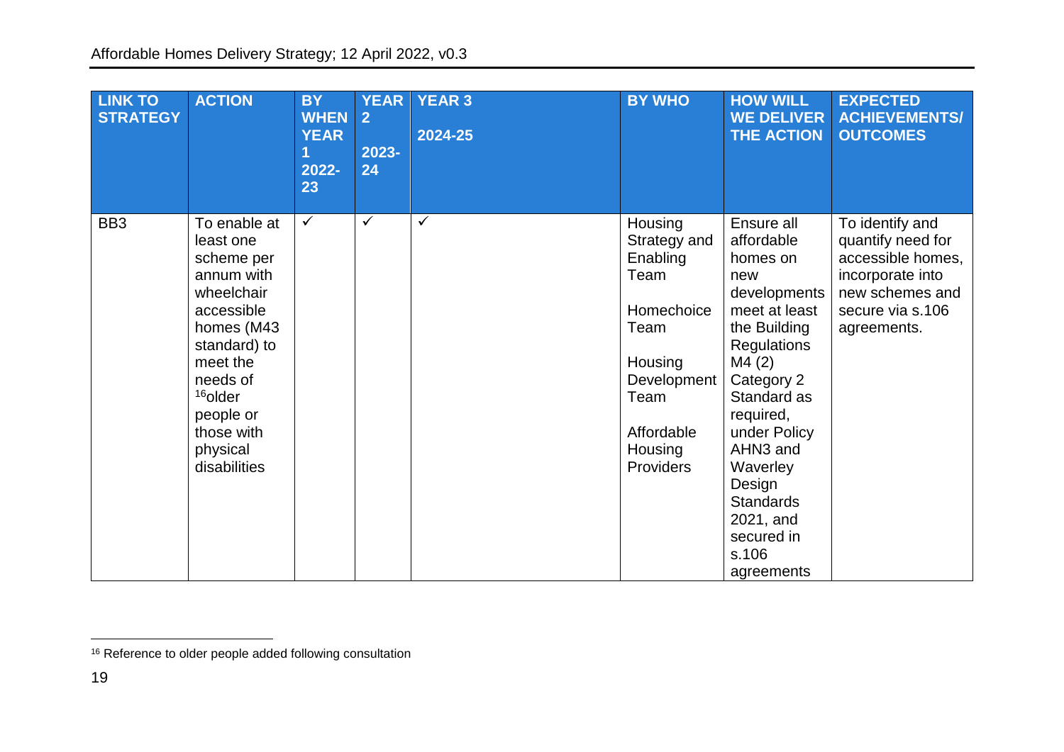| LINK TO STRATEGY | ACTION | BY WHEN YEAR 1 2022-23 | YEAR 2 2023-24 | YEAR 3 2024-25 | BY WHO | HOW WILL WE DELIVER THE ACTION | EXPECTED ACHIEVEMENTS/ OUTCOMES |
|---|---|---|---|---|---|---|---|
| BB3 | To enable at least one scheme per annum with wheelchair accessible homes (M43 standard) to meet the needs of [16]older people or those with physical disabilities | ✓ | ✓ | ✓ | Housing Strategy and Enabling Team<br><br>Homechoice Team<br><br>Housing Development Team<br><br>Affordable Housing Providers | Ensure all affordable homes on new developments meet at least the Building Regulations M4 (2) Category 2 Standard as required, under Policy AHN3 and Waverley Design Standards 2021, and secured in s.106 agreements | To identify and quantify need for accessible homes, incorporate into new schemes and secure via s.106 agreements. |

[16] Reference to older people added following consultation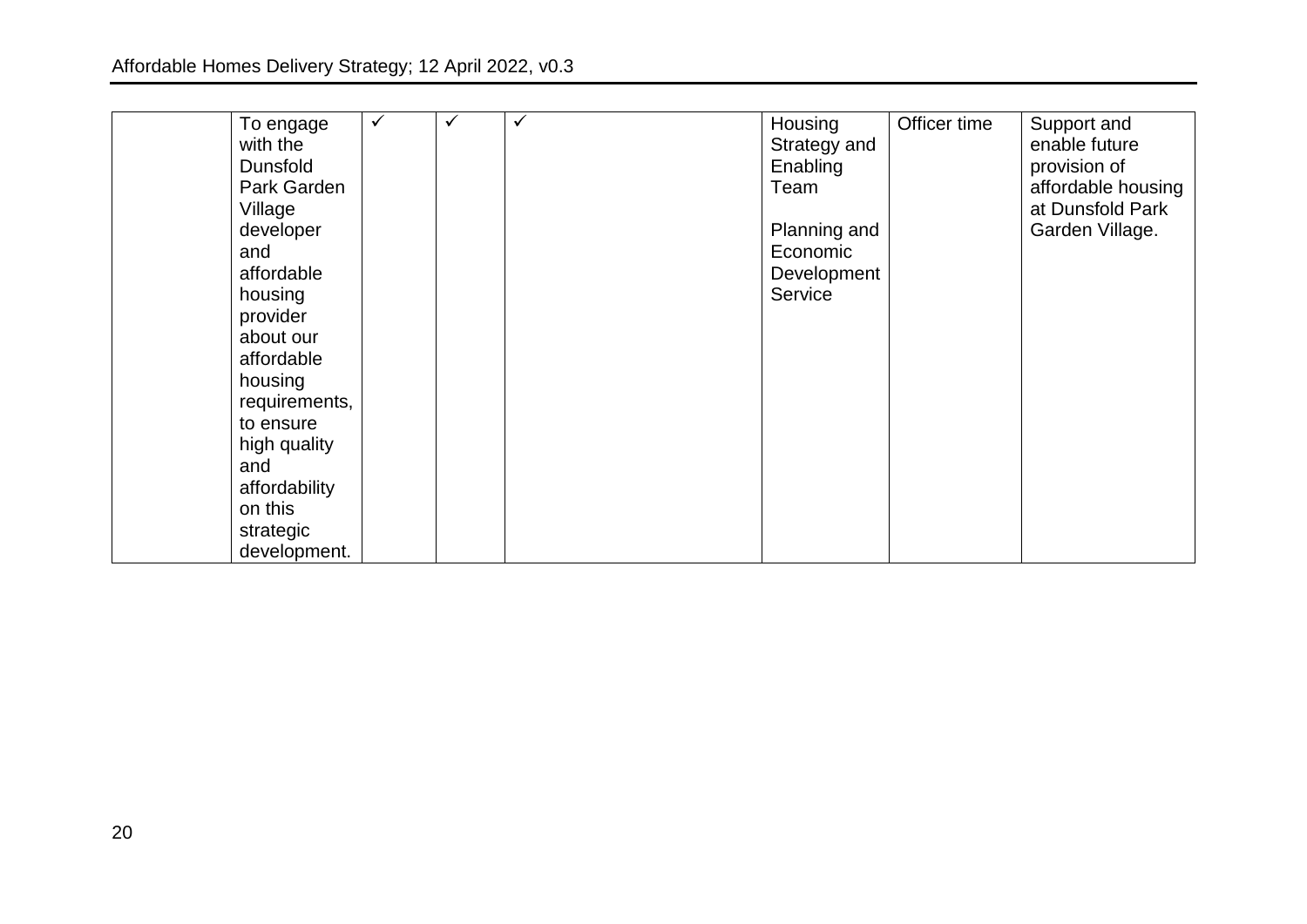|  |  |  |  |  |  |  |  |
|---|---|---|---|---|---|---|---|
|  | To engage with the Dunsfold Park Garden Village developer and affordable housing provider about our affordable housing requirements, to ensure high quality and affordability on this strategic development. | ✓ | ✓ | ✓ | Housing Strategy and Enabling Team<br><br>Planning and Economic Development Service | Officer time | Support and enable future provision of affordable housing at Dunsfold Park Garden Village. |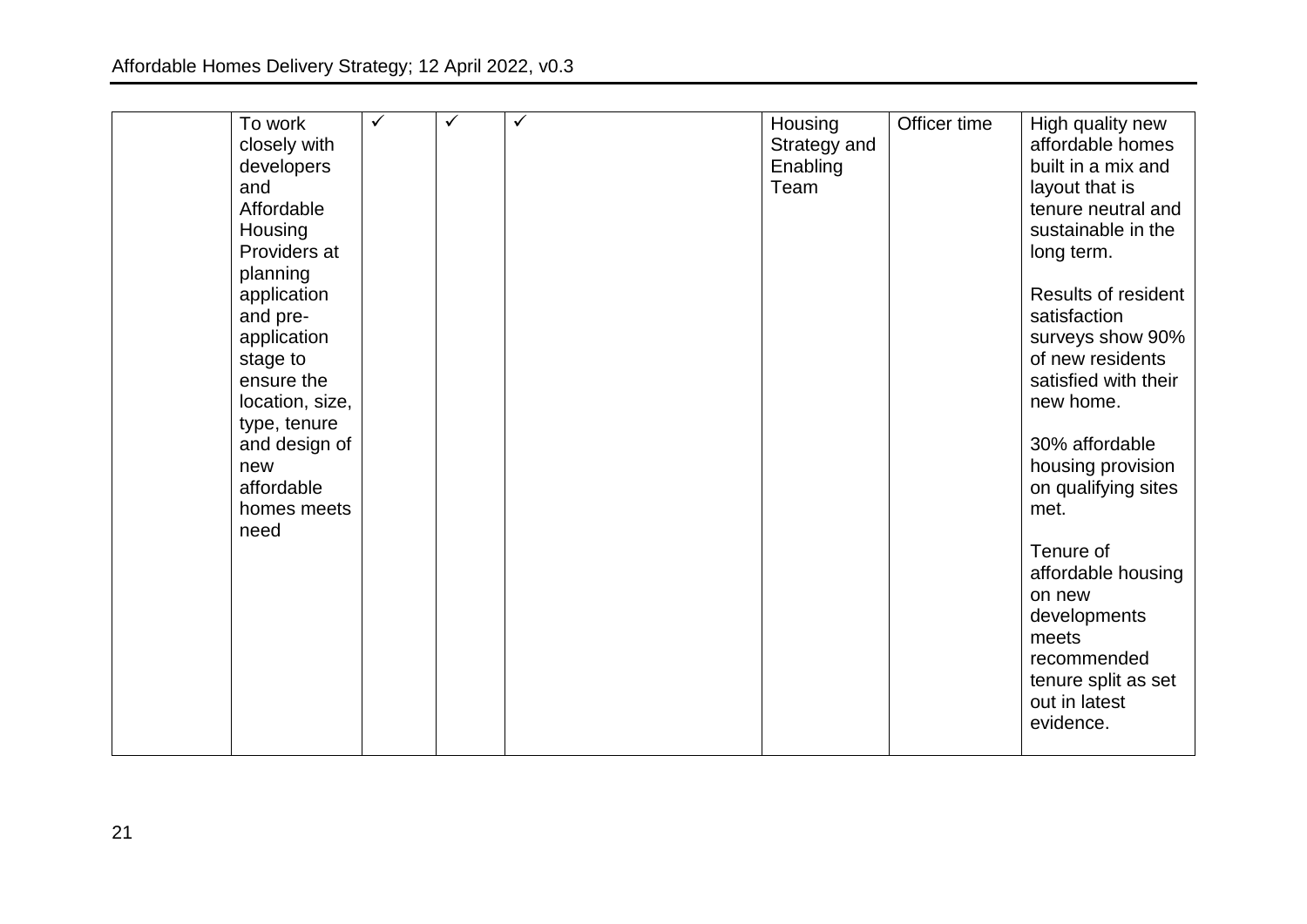| | | | | | | | |
|---|---|---|---|---|---|---|---|
| | To work closely with developers and Affordable Housing Providers at planning application and pre-application stage to ensure the location, size, type, tenure and design of new affordable homes meets need | ✓ | ✓ | ✓ | Housing Strategy and Enabling Team | Officer time | High quality new affordable homes built in a mix and layout that is tenure neutral and sustainable in the long term.<br><br>Results of resident satisfaction surveys show 90% of new residents satisfied with their new home.<br><br>30% affordable housing provision on qualifying sites met.<br><br>Tenure of affordable housing on new developments meets recommended tenure split as set out in latest evidence. |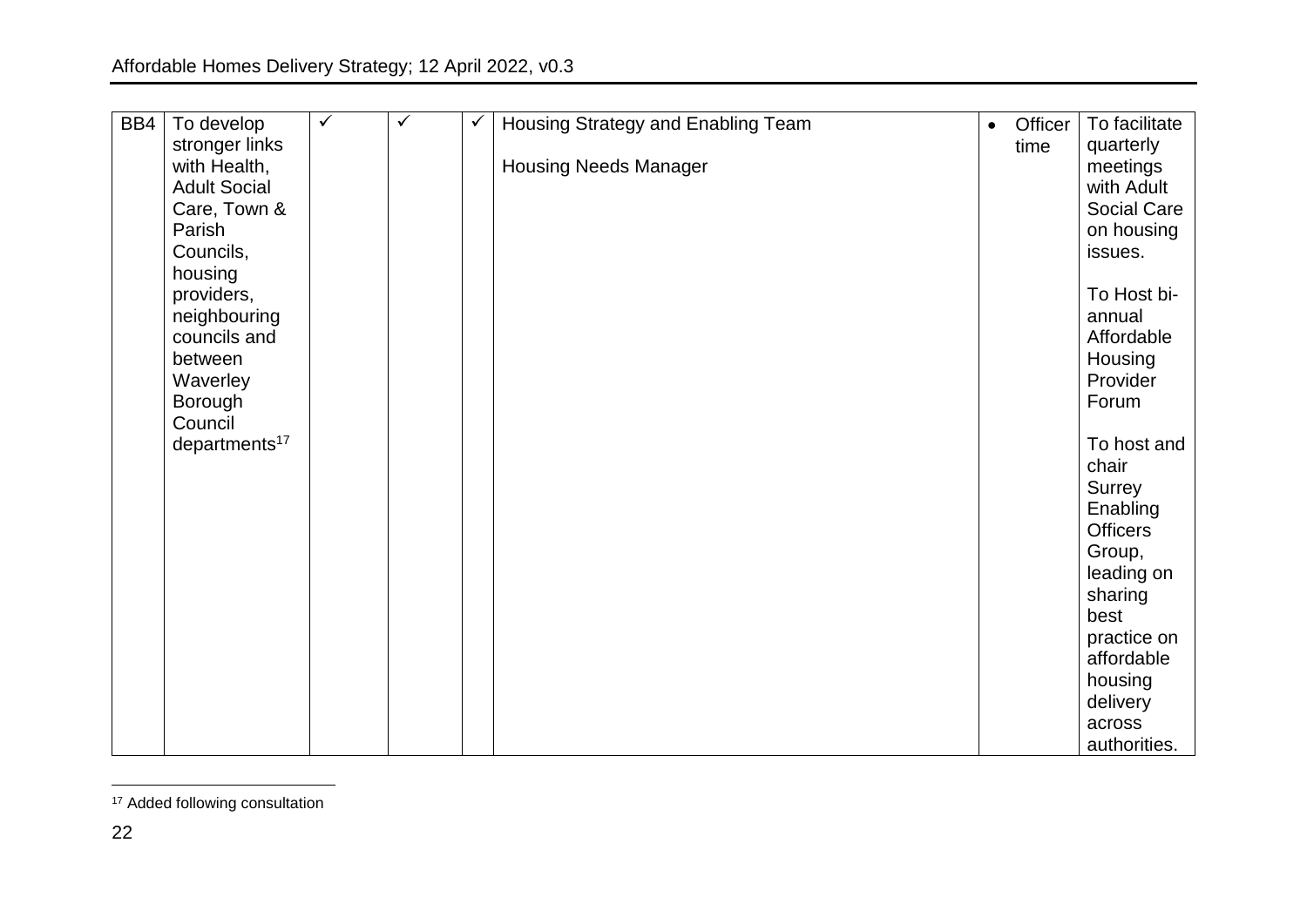| | | | | | | | |
|---|---|---|---|---|---|---|---|
| BB4 | To develop stronger links with Health, Adult Social Care, Town & Parish Councils, housing providers, neighbouring councils and between Waverley Borough Council departments[17] | ✓ | ✓ | ✓ | Housing Strategy and Enabling Team<br><br>Housing Needs Manager | • Officer time | To facilitate quarterly meetings with Adult Social Care on housing issues.<br><br>To Host bi-annual Affordable Housing Provider Forum<br><br>To host and chair Surrey Enabling Officers Group, leading on sharing best practice on affordable housing delivery across authorities. |

[17] Added following consultation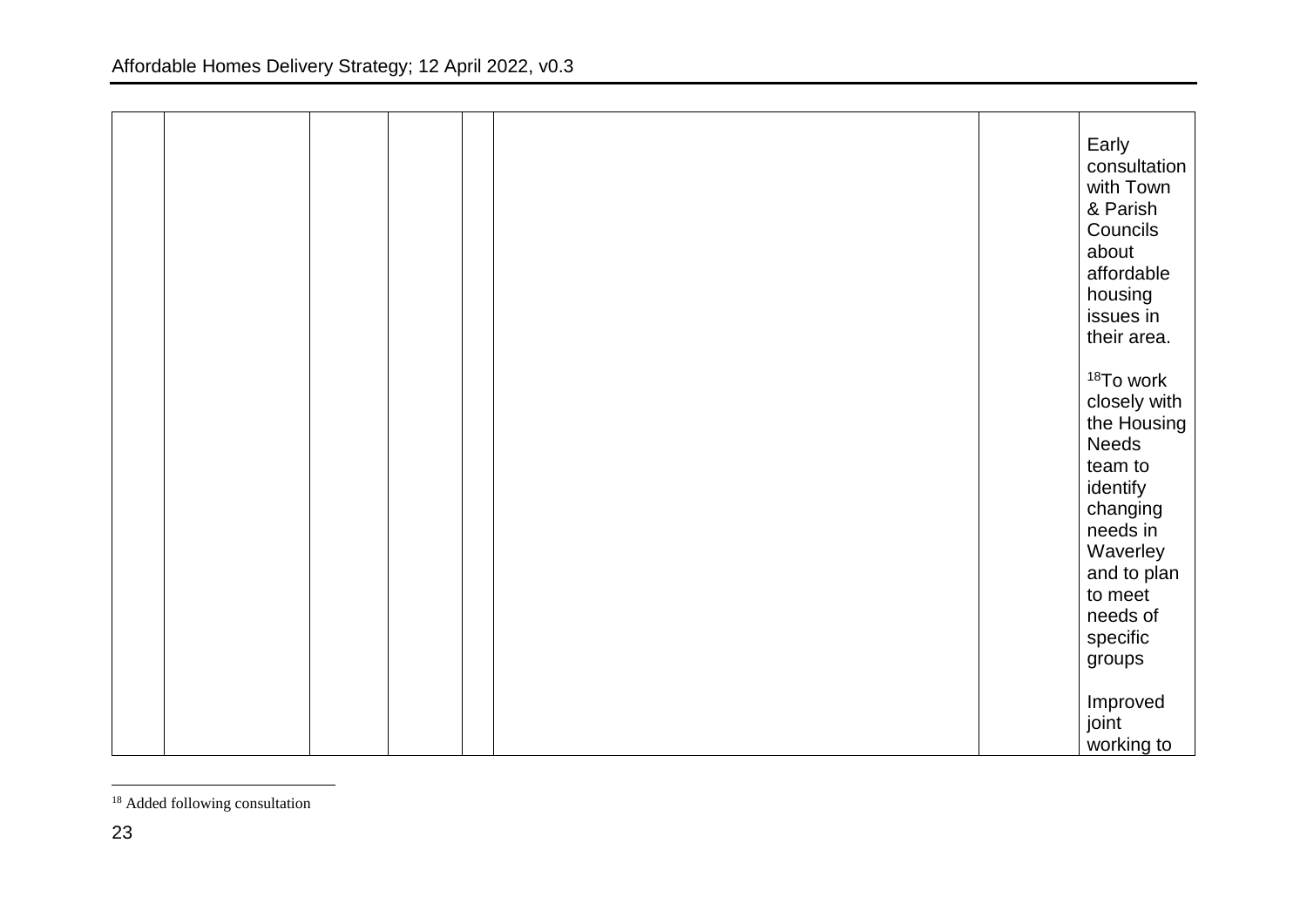|  |  |  |  |  |  |  |  |
|---|---|---|---|---|---|---|---|
|  |  |  |  |  |  |  | Early consultation with Town & Parish Councils about affordable housing issues in their area.<br><br>[18]To work closely with the Housing Needs team to identify changing needs in Waverley and to plan to meet needs of specific groups<br><br>Improved joint working to |

[18] Added following consultation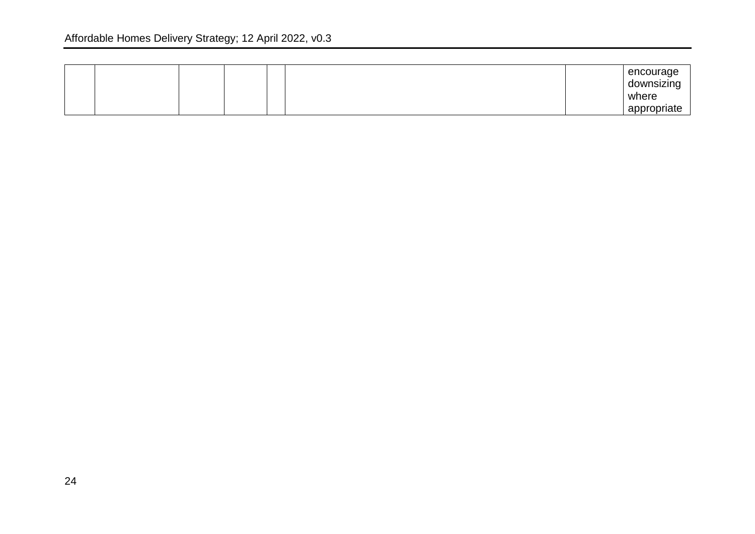| | | | | | | | |
|---|---|---|---|---|---|---|---|
| | | | | | | | encourage downsizing where appropriate |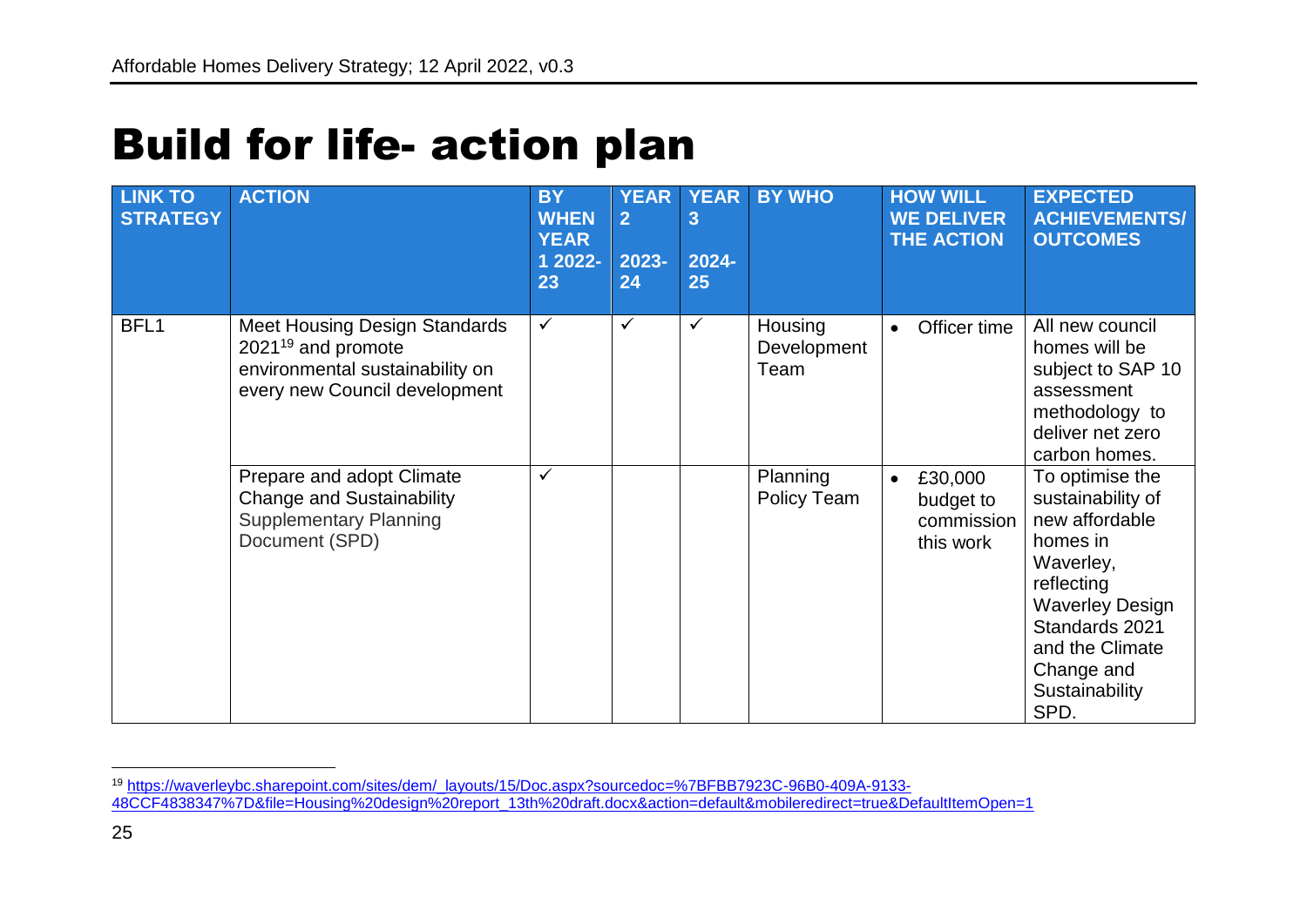# Build for life- action plan

| LINK TO STRATEGY | ACTION | BY WHEN YEAR 1 2022-23 | YEAR 2 2023-24 | YEAR 3 2024-25 | BY WHO | HOW WILL WE DELIVER THE ACTION | EXPECTED ACHIEVEMENTS/ OUTCOMES |
|---|---|---|---|---|---|---|---|
| BFL1 | Meet Housing Design Standards 2021[19] and promote environmental sustainability on every new Council development | ✓ | ✓ | ✓ | Housing Development Team | • Officer time | All new council homes will be subject to SAP 10 assessment methodology to deliver net zero carbon homes. |
| | Prepare and adopt Climate Change and Sustainability Supplementary Planning Document (SPD) | ✓ | | | Planning Policy Team | • £30,000 budget to commission this work | To optimise the sustainability of new affordable homes in Waverley, reflecting Waverley Design Standards 2021 and the Climate Change and Sustainability SPD. |

[19] https://waverleybc.sharepoint.com/sites/dem/_layouts/15/Doc.aspx?sourcedoc=%7BFBB7923C-96B0-409A-9133-48CCF4838347%7D&file=Housing%20design%20report_13th%20draft.docx&action=default&mobileredirect=true&DefaultItemOpen=1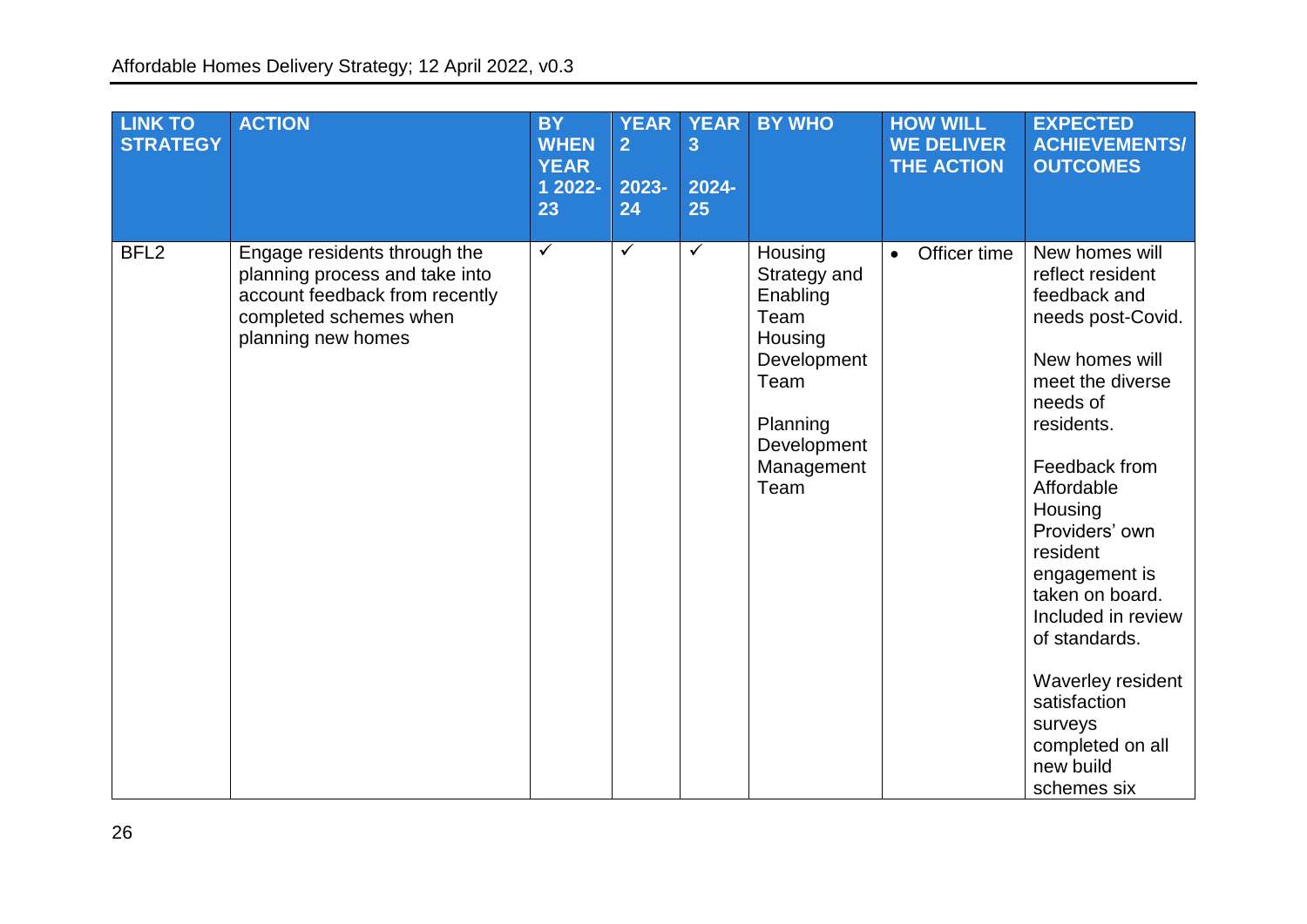| LINK TO STRATEGY | ACTION | BY WHEN YEAR 1 2022-23 | YEAR 2 2023-24 | YEAR 3 2024-25 | BY WHO | HOW WILL WE DELIVER THE ACTION | EXPECTED ACHIEVEMENTS/ OUTCOMES |
|---|---|---|---|---|---|---|---|
| BFL2 | Engage residents through the planning process and take into account feedback from recently completed schemes when planning new homes | ✓ | ✓ | ✓ | Housing Strategy and Enabling Team<br>Housing Development Team<br><br>Planning Development Management Team | • Officer time | New homes will reflect resident feedback and needs post-Covid.<br><br>New homes will meet the diverse needs of residents.<br><br>Feedback from Affordable Housing Providers' own resident engagement is taken on board. Included in review of standards.<br><br>Waverley resident satisfaction surveys completed on all new build schemes six |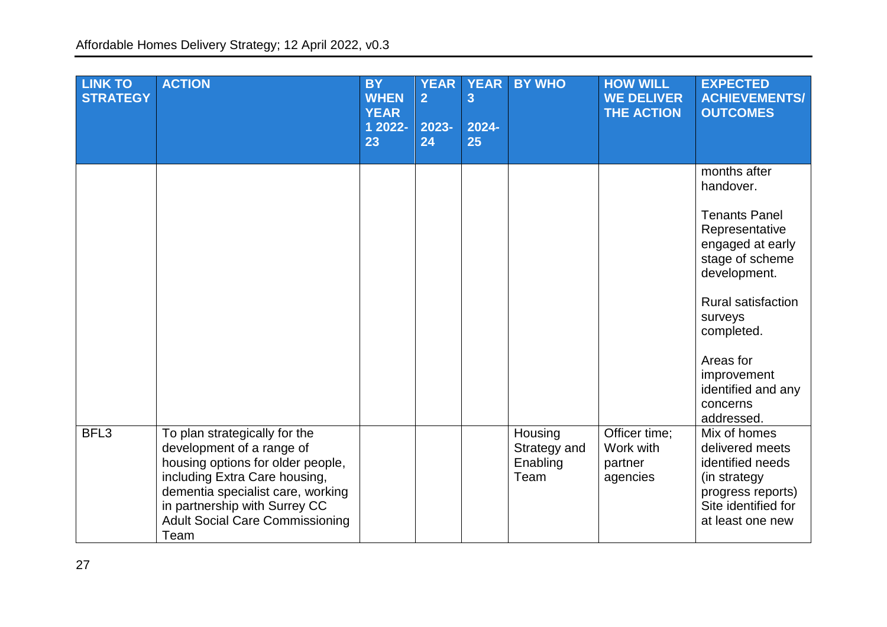| LINK TO STRATEGY | ACTION | BY WHEN YEAR 1 2022-23 | YEAR 2 2023-24 | YEAR 3 2024-25 | BY WHO | HOW WILL WE DELIVER THE ACTION | EXPECTED ACHIEVEMENTS/ OUTCOMES |
|---|---|---|---|---|---|---|---|
| | | | | | | | months after handover.<br><br>Tenants Panel Representative engaged at early stage of scheme development.<br><br>Rural satisfaction surveys completed.<br><br>Areas for improvement identified and any concerns addressed. |
| BFL3 | To plan strategically for the development of a range of housing options for older people, including Extra Care housing, dementia specialist care, working in partnership with Surrey CC Adult Social Care Commissioning Team | | | | Housing Strategy and Enabling Team | Officer time; Work with partner agencies | Mix of homes delivered meets identified needs (in strategy progress reports) Site identified for at least one new |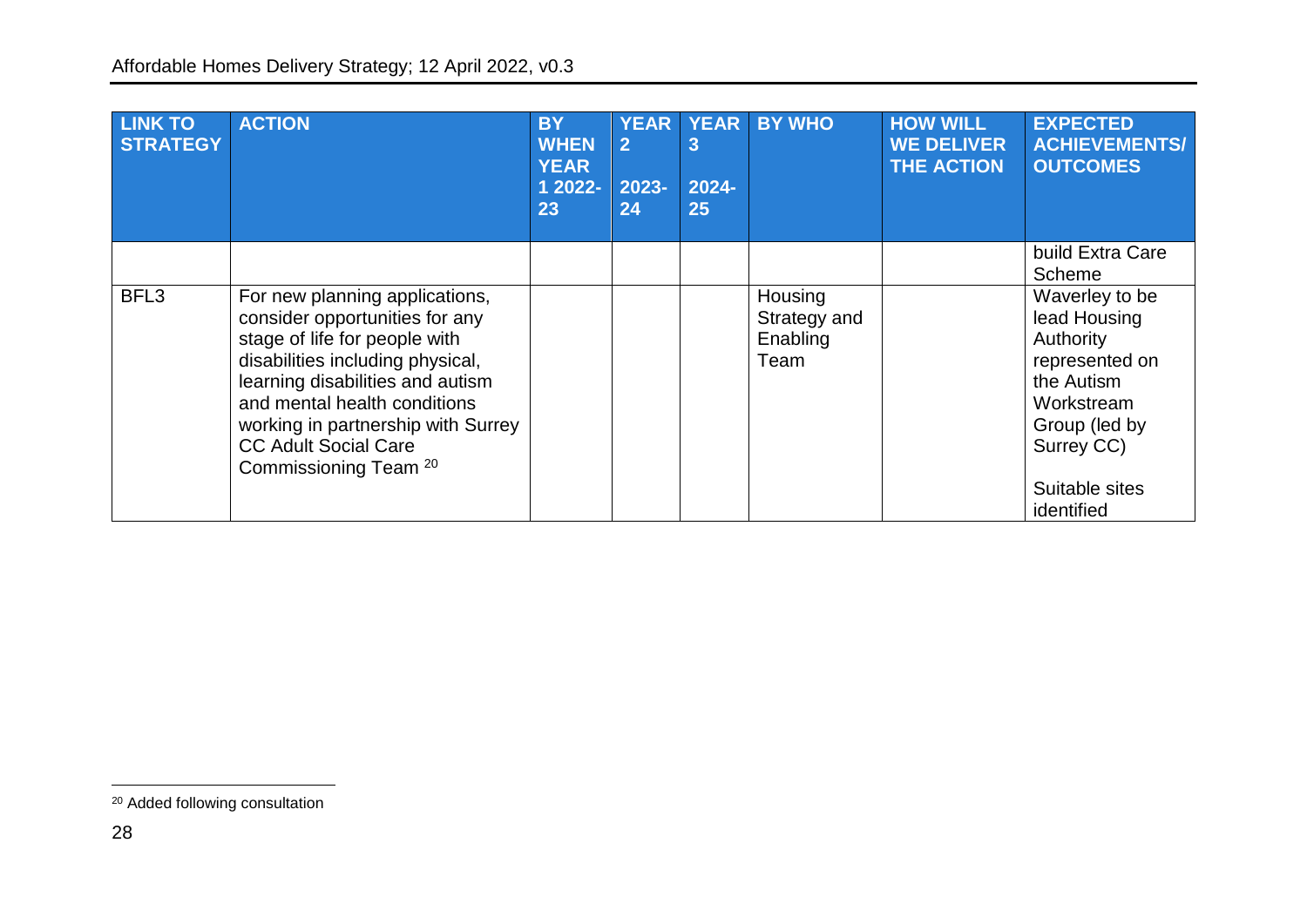| LINK TO STRATEGY | ACTION | BY WHEN YEAR 1 2022-23 | YEAR 2 2023-24 | YEAR 3 2024-25 | BY WHO | HOW WILL WE DELIVER THE ACTION | EXPECTED ACHIEVEMENTS/ OUTCOMES |
|---|---|---|---|---|---|---|---|
| | | | | | | | build Extra Care Scheme |
| BFL3 | For new planning applications, consider opportunities for any stage of life for people with disabilities including physical, learning disabilities and autism and mental health conditions working in partnership with Surrey CC Adult Social Care Commissioning Team [20] | | | | Housing Strategy and Enabling Team | | Waverley to be lead Housing Authority represented on the Autism Workstream Group (led by Surrey CC)<br><br>Suitable sites identified |

[20] Added following consultation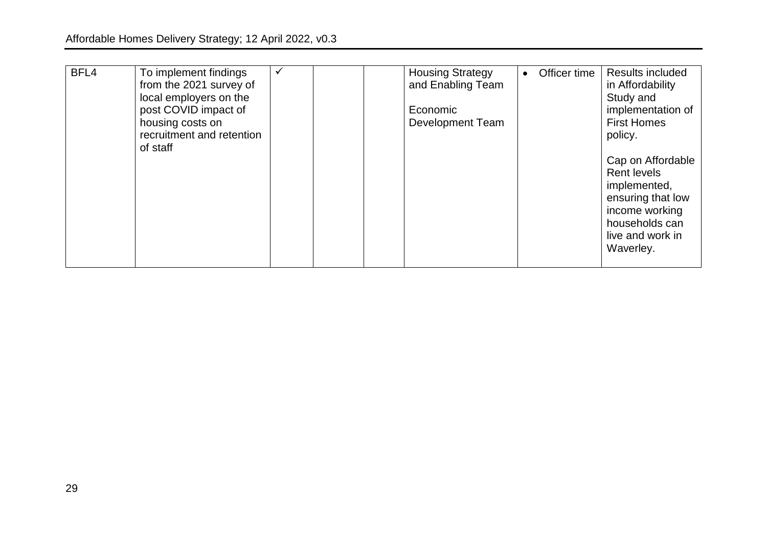| BFL4 | To implement findings from the 2021 survey of local employers on the post COVID impact of housing costs on recruitment and retention of staff | ✓ | | | Housing Strategy and Enabling Team<br><br>Economic Development Team | • Officer time | Results included in Affordability Study and implementation of First Homes policy.<br><br>Cap on Affordable Rent levels implemented, ensuring that low income working households can live and work in Waverley. |
|---|---|---|---|---|---|---|---|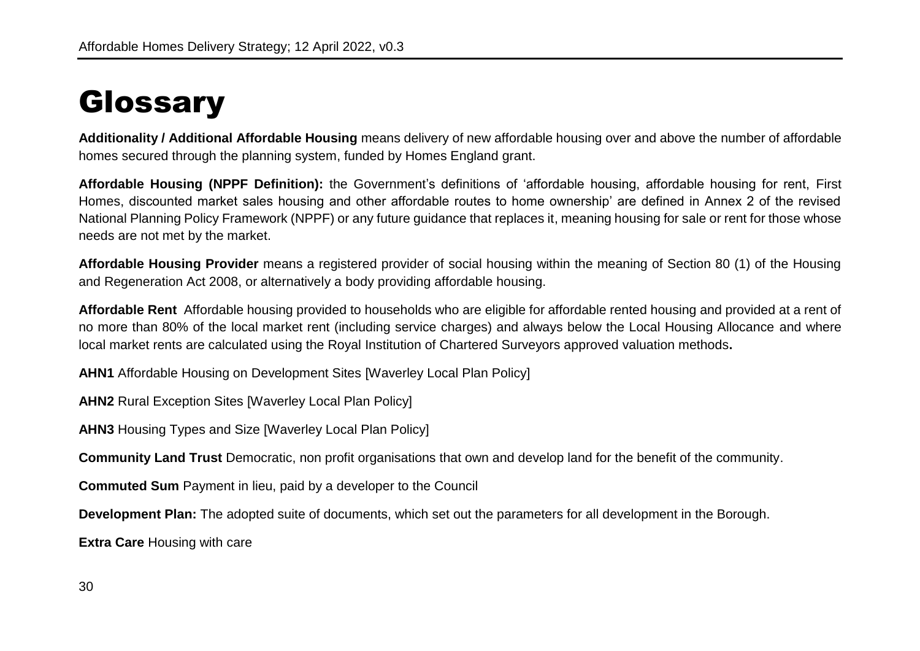# Glossary

**Additionality / Additional Affordable Housing** means delivery of new affordable housing over and above the number of affordable homes secured through the planning system, funded by Homes England grant.

**Affordable Housing (NPPF Definition):** the Government's definitions of 'affordable housing, affordable housing for rent, First Homes, discounted market sales housing and other affordable routes to home ownership' are defined in Annex 2 of the revised National Planning Policy Framework (NPPF) or any future guidance that replaces it, meaning housing for sale or rent for those whose needs are not met by the market.

**Affordable Housing Provider** means a registered provider of social housing within the meaning of Section 80 (1) of the Housing and Regeneration Act 2008, or alternatively a body providing affordable housing.

**Affordable Rent** Affordable housing provided to households who are eligible for affordable rented housing and provided at a rent of no more than 80% of the local market rent (including service charges) and always below the Local Housing Allocance and where local market rents are calculated using the Royal Institution of Chartered Surveyors approved valuation methods**.**

**AHN1** Affordable Housing on Development Sites [Waverley Local Plan Policy]

**AHN2** Rural Exception Sites [Waverley Local Plan Policy]

**AHN3** Housing Types and Size [Waverley Local Plan Policy]

**Community Land Trust** Democratic, non profit organisations that own and develop land for the benefit of the community.

**Commuted Sum** Payment in lieu, paid by a developer to the Council

**Development Plan:** The adopted suite of documents, which set out the parameters for all development in the Borough.

**Extra Care** Housing with care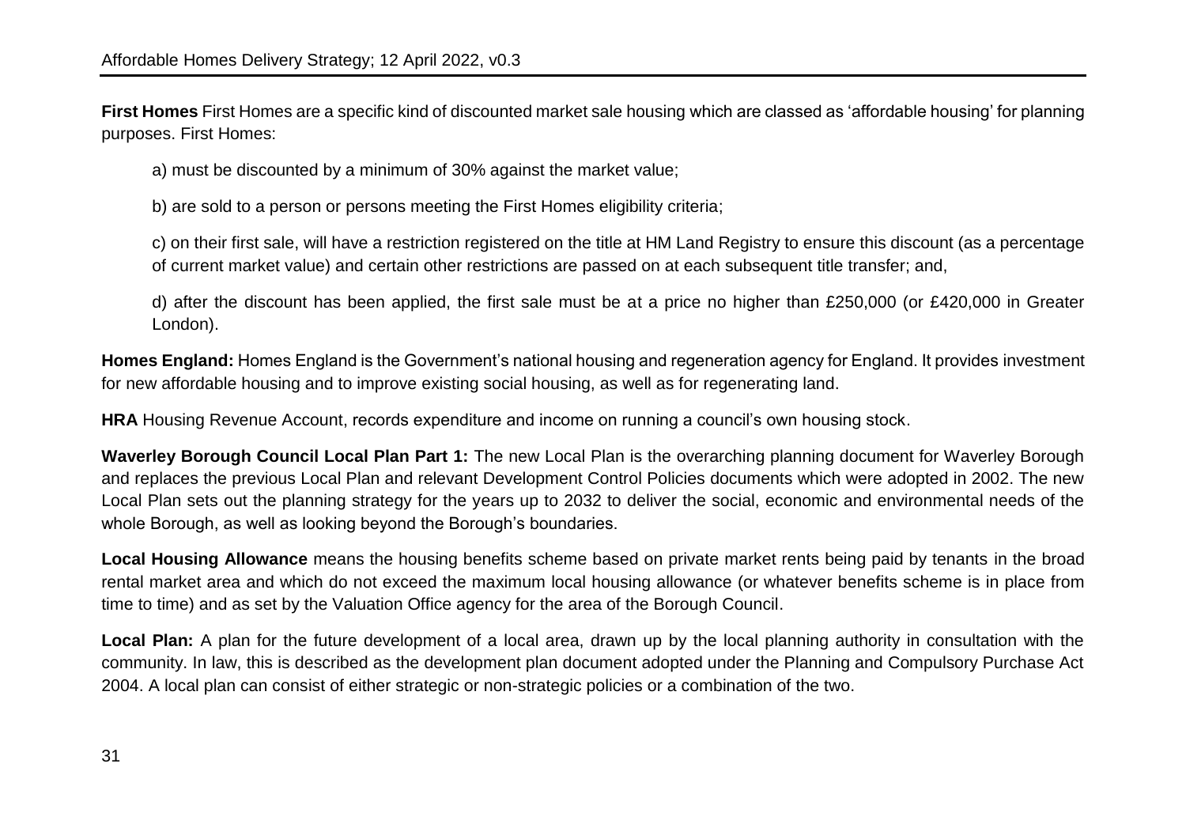**First Homes** First Homes are a specific kind of discounted market sale housing which are classed as 'affordable housing' for planning purposes. First Homes:

a) must be discounted by a minimum of 30% against the market value;

b) are sold to a person or persons meeting the First Homes eligibility criteria;

c) on their first sale, will have a restriction registered on the title at HM Land Registry to ensure this discount (as a percentage of current market value) and certain other restrictions are passed on at each subsequent title transfer; and,

d) after the discount has been applied, the first sale must be at a price no higher than £250,000 (or £420,000 in Greater London).

**Homes England:** Homes England is the Government's national housing and regeneration agency for England. It provides investment for new affordable housing and to improve existing social housing, as well as for regenerating land.

**HRA** Housing Revenue Account, records expenditure and income on running a council's own housing stock.

**Waverley Borough Council Local Plan Part 1:** The new Local Plan is the overarching planning document for Waverley Borough and replaces the previous Local Plan and relevant Development Control Policies documents which were adopted in 2002. The new Local Plan sets out the planning strategy for the years up to 2032 to deliver the social, economic and environmental needs of the whole Borough, as well as looking beyond the Borough's boundaries.

**Local Housing Allowance** means the housing benefits scheme based on private market rents being paid by tenants in the broad rental market area and which do not exceed the maximum local housing allowance (or whatever benefits scheme is in place from time to time) and as set by the Valuation Office agency for the area of the Borough Council.

**Local Plan:** A plan for the future development of a local area, drawn up by the local planning authority in consultation with the community. In law, this is described as the development plan document adopted under the Planning and Compulsory Purchase Act 2004. A local plan can consist of either strategic or non-strategic policies or a combination of the two.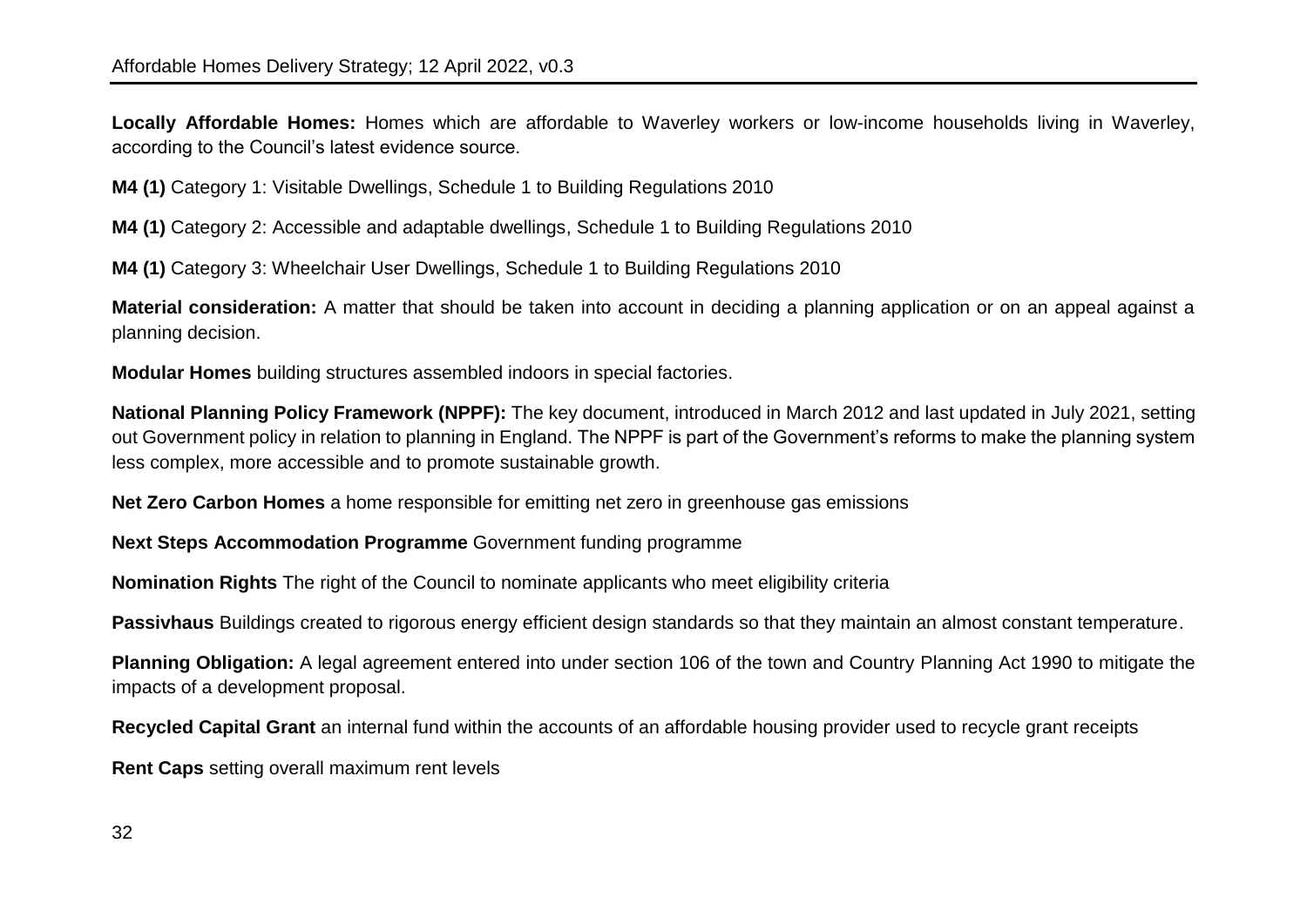**Locally Affordable Homes:** Homes which are affordable to Waverley workers or low-income households living in Waverley, according to the Council's latest evidence source.

**M4 (1)** Category 1: Visitable Dwellings, Schedule 1 to Building Regulations 2010

**M4 (1)** Category 2: Accessible and adaptable dwellings, Schedule 1 to Building Regulations 2010

**M4 (1)** Category 3: Wheelchair User Dwellings, Schedule 1 to Building Regulations 2010

**Material consideration:** A matter that should be taken into account in deciding a planning application or on an appeal against a planning decision.

**Modular Homes** building structures assembled indoors in special factories.

**National Planning Policy Framework (NPPF):** The key document, introduced in March 2012 and last updated in July 2021, setting out Government policy in relation to planning in England. The NPPF is part of the Government's reforms to make the planning system less complex, more accessible and to promote sustainable growth.

**Net Zero Carbon Homes** a home responsible for emitting net zero in greenhouse gas emissions

**Next Steps Accommodation Programme** Government funding programme

**Nomination Rights** The right of the Council to nominate applicants who meet eligibility criteria

**Passivhaus** Buildings created to rigorous energy efficient design standards so that they maintain an almost constant temperature.

**Planning Obligation:** A legal agreement entered into under section 106 of the town and Country Planning Act 1990 to mitigate the impacts of a development proposal.

**Recycled Capital Grant** an internal fund within the accounts of an affordable housing provider used to recycle grant receipts

**Rent Caps** setting overall maximum rent levels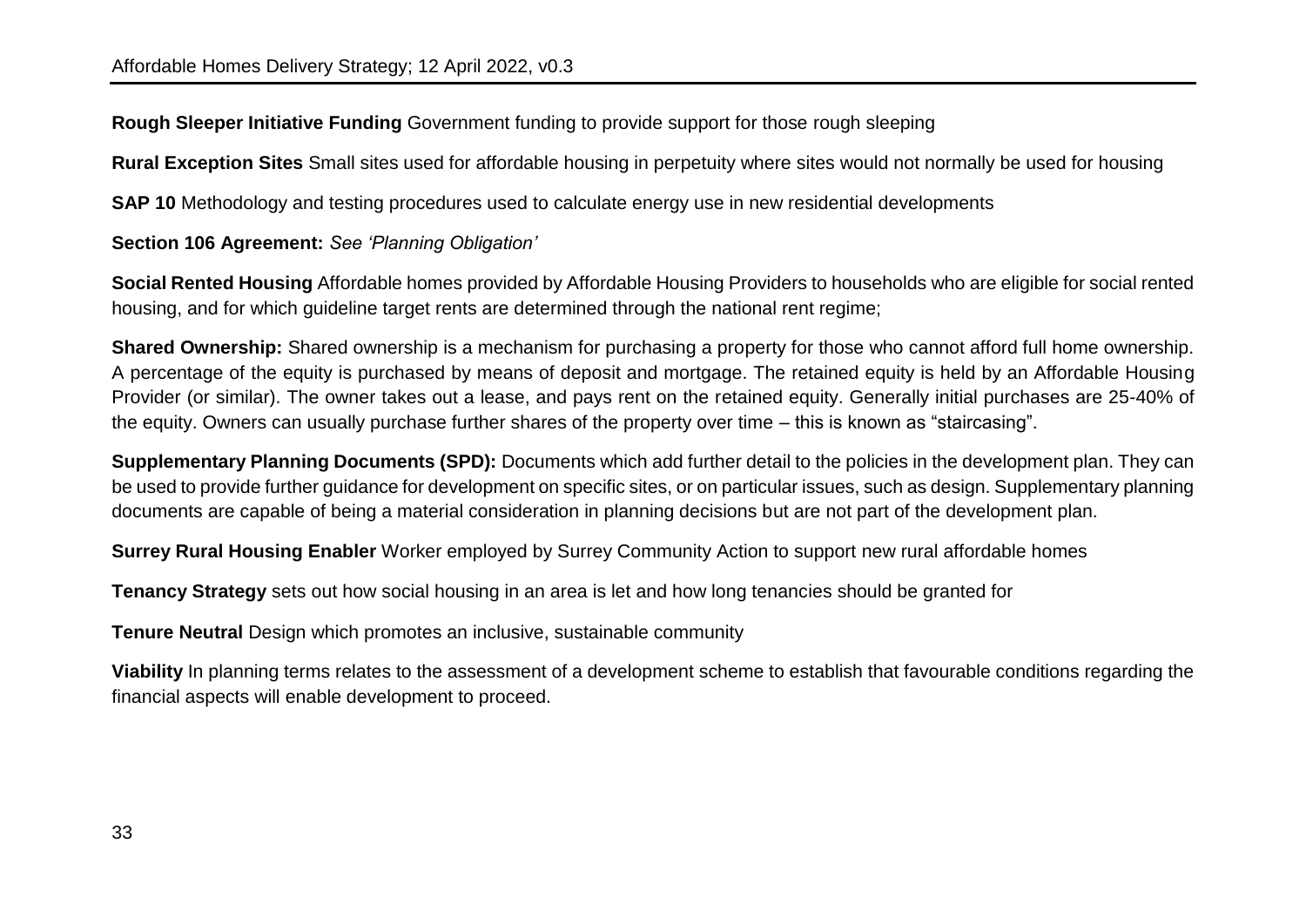**Rough Sleeper Initiative Funding** Government funding to provide support for those rough sleeping

**Rural Exception Sites** Small sites used for affordable housing in perpetuity where sites would not normally be used for housing

**SAP 10** Methodology and testing procedures used to calculate energy use in new residential developments

**Section 106 Agreement:** *See 'Planning Obligation'*

**Social Rented Housing** Affordable homes provided by Affordable Housing Providers to households who are eligible for social rented housing, and for which guideline target rents are determined through the national rent regime;

**Shared Ownership:** Shared ownership is a mechanism for purchasing a property for those who cannot afford full home ownership. A percentage of the equity is purchased by means of deposit and mortgage. The retained equity is held by an Affordable Housing Provider (or similar). The owner takes out a lease, and pays rent on the retained equity. Generally initial purchases are 25-40% of the equity. Owners can usually purchase further shares of the property over time – this is known as "staircasing".

**Supplementary Planning Documents (SPD):** Documents which add further detail to the policies in the development plan. They can be used to provide further guidance for development on specific sites, or on particular issues, such as design. Supplementary planning documents are capable of being a material consideration in planning decisions but are not part of the development plan.

**Surrey Rural Housing Enabler** Worker employed by Surrey Community Action to support new rural affordable homes

**Tenancy Strategy** sets out how social housing in an area is let and how long tenancies should be granted for

**Tenure Neutral** Design which promotes an inclusive, sustainable community

**Viability** In planning terms relates to the assessment of a development scheme to establish that favourable conditions regarding the financial aspects will enable development to proceed.